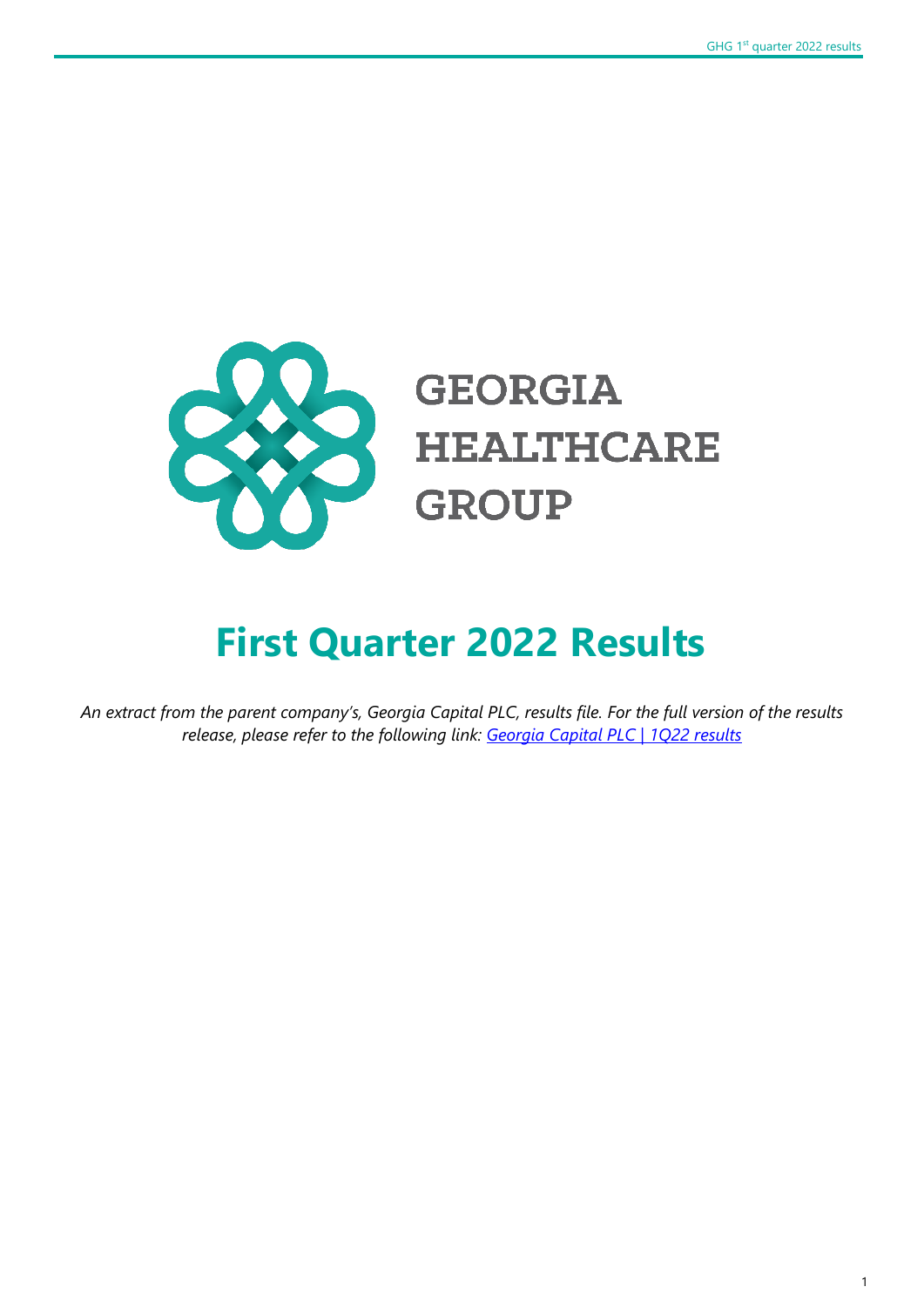GEORGIA
HEALTHCARE
GROUP

# First Quarter 2022 Results

*An extract from the parent company's, Georgia Capital PLC, results file. For the full version of the results release, please refer to the following link: [Georgia Capital PLC | 1Q22 results]*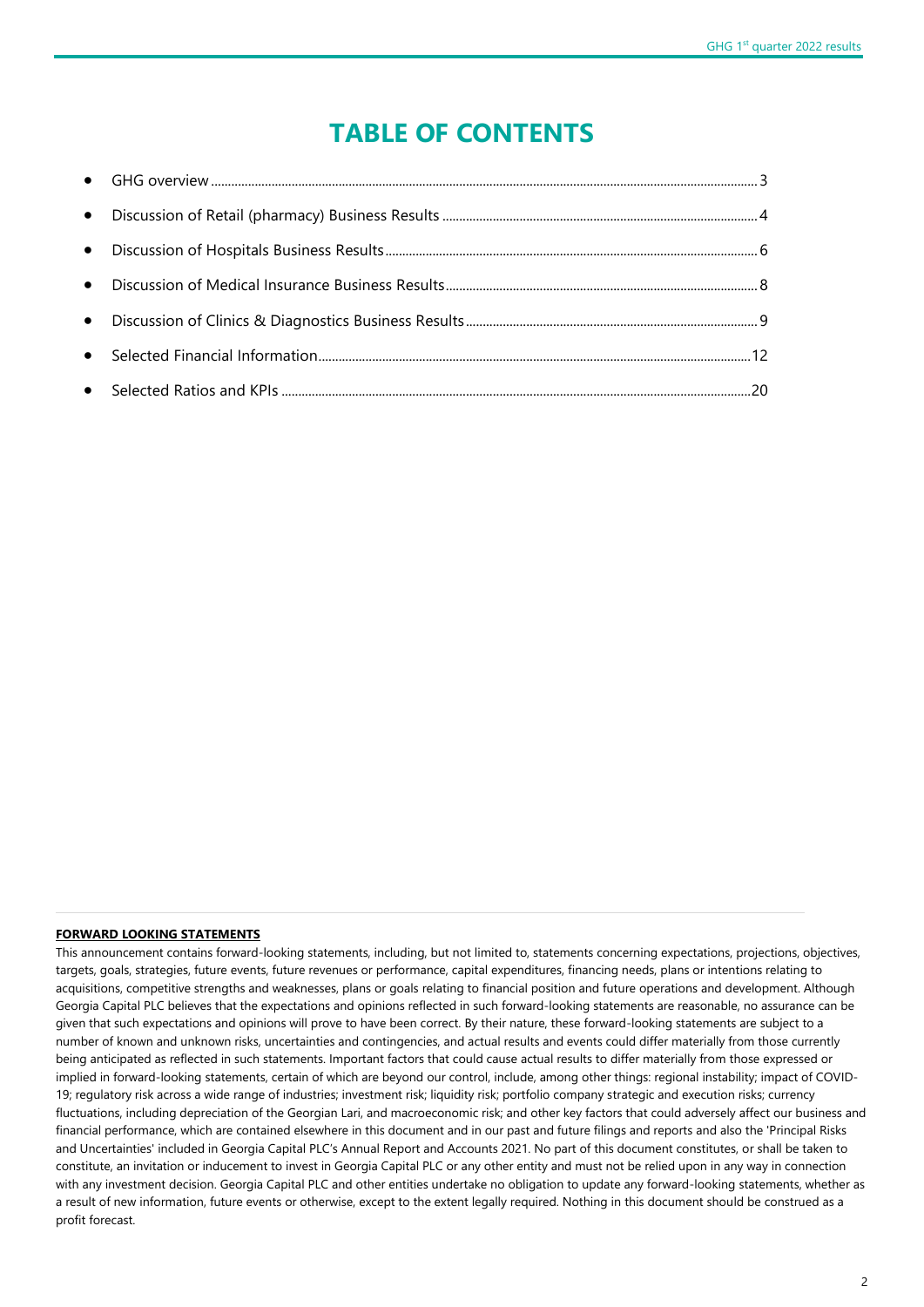# TABLE OF CONTENTS

- GHG overview ... 3
- Discussion of Retail (pharmacy) Business Results ... 4
- Discussion of Hospitals Business Results ... 6
- Discussion of Medical Insurance Business Results ... 8
- Discussion of Clinics & Diagnostics Business Results ... 9
- Selected Financial Information ... 12
- Selected Ratios and KPIs ... 20

**FORWARD LOOKING STATEMENTS**

This announcement contains forward-looking statements, including, but not limited to, statements concerning expectations, projections, objectives, targets, goals, strategies, future events, future revenues or performance, capital expenditures, financing needs, plans or intentions relating to acquisitions, competitive strengths and weaknesses, plans or goals relating to financial position and future operations and development. Although Georgia Capital PLC believes that the expectations and opinions reflected in such forward-looking statements are reasonable, no assurance can be given that such expectations and opinions will prove to have been correct. By their nature, these forward-looking statements are subject to a number of known and unknown risks, uncertainties and contingencies, and actual results and events could differ materially from those currently being anticipated as reflected in such statements. Important factors that could cause actual results to differ materially from those expressed or implied in forward-looking statements, certain of which are beyond our control, include, among other things: regional instability; impact of COVID-19; regulatory risk across a wide range of industries; investment risk; liquidity risk; portfolio company strategic and execution risks; currency fluctuations, including depreciation of the Georgian Lari, and macroeconomic risk; and other key factors that could adversely affect our business and financial performance, which are contained elsewhere in this document and in our past and future filings and reports and also the 'Principal Risks and Uncertainties' included in Georgia Capital PLC's Annual Report and Accounts 2021. No part of this document constitutes, or shall be taken to constitute, an invitation or inducement to invest in Georgia Capital PLC or any other entity and must not be relied upon in any way in connection with any investment decision. Georgia Capital PLC and other entities undertake no obligation to update any forward-looking statements, whether as a result of new information, future events or otherwise, except to the extent legally required. Nothing in this document should be construed as a profit forecast.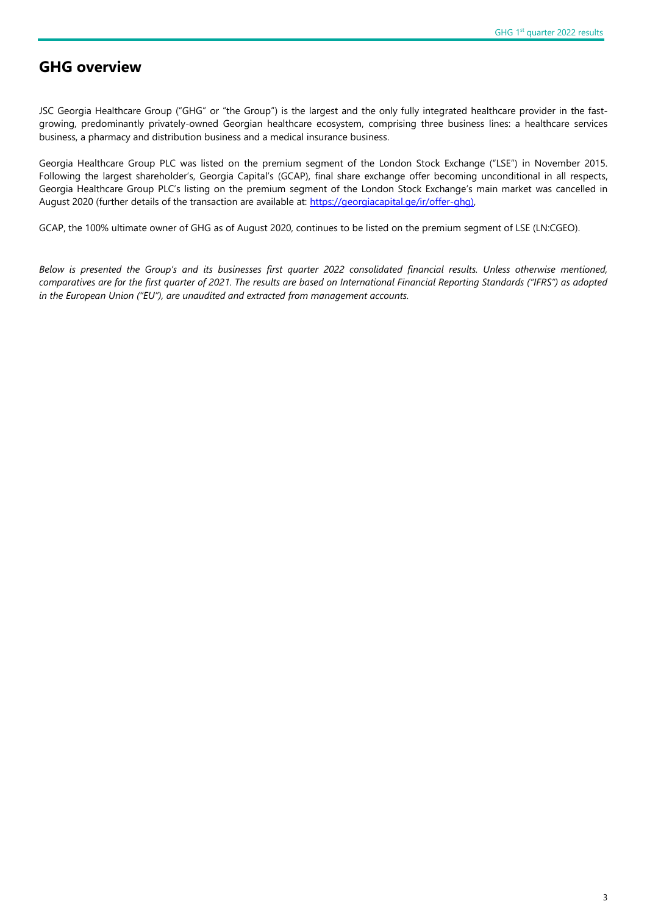# GHG overview

JSC Georgia Healthcare Group ("GHG" or "the Group") is the largest and the only fully integrated healthcare provider in the fast-growing, predominantly privately-owned Georgian healthcare ecosystem, comprising three business lines: a healthcare services business, a pharmacy and distribution business and a medical insurance business.

Georgia Healthcare Group PLC was listed on the premium segment of the London Stock Exchange ("LSE") in November 2015. Following the largest shareholder's, Georgia Capital's (GCAP), final share exchange offer becoming unconditional in all respects, Georgia Healthcare Group PLC's listing on the premium segment of the London Stock Exchange's main market was cancelled in August 2020 (further details of the transaction are available at: [https://georgiacapital.ge/ir/offer-ghg](https://georgiacapital.ge/ir/offer-ghg)),

GCAP, the 100% ultimate owner of GHG as of August 2020, continues to be listed on the premium segment of LSE (LN:CGEO).

*Below is presented the Group's and its businesses first quarter 2022 consolidated financial results. Unless otherwise mentioned, comparatives are for the first quarter of 2021. The results are based on International Financial Reporting Standards ("IFRS") as adopted in the European Union ("EU"), are unaudited and extracted from management accounts.*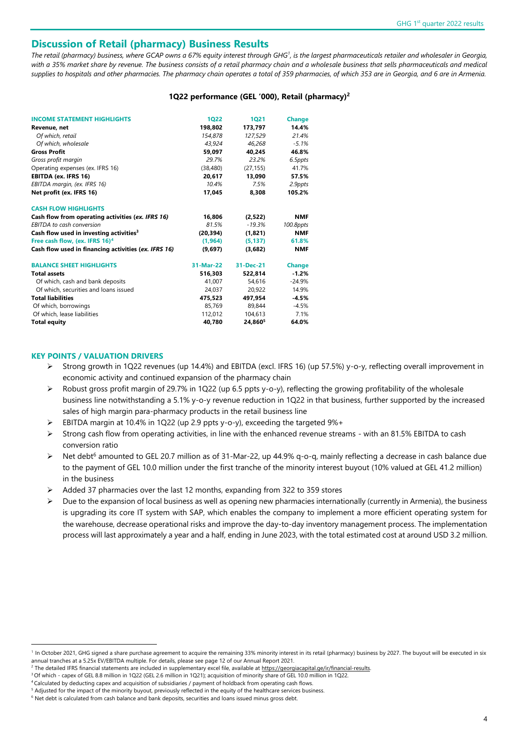## Discussion of Retail (pharmacy) Business Results

*The retail (pharmacy) business, where GCAP owns a 67% equity interest through GHG[1], is the largest pharmaceuticals retailer and wholesaler in Georgia, with a 35% market share by revenue. The business consists of a retail pharmacy chain and a wholesale business that sells pharmaceuticals and medical supplies to hospitals and other pharmacies. The pharmacy chain operates a total of 359 pharmacies, of which 353 are in Georgia, and 6 are in Armenia.*

**1Q22 performance (GEL '000), Retail (pharmacy)[2]**

| INCOME STATEMENT HIGHLIGHTS | 1Q22 | 1Q21 | Change |
|---|---|---|---|
| **Revenue, net** | **198,802** | **173,797** | **14.4%** |
| *Of which, retail* | *154,878* | *127,529* | *21.4%* |
| *Of which, wholesale* | *43,924* | *46,268* | *-5.1%* |
| **Gross Profit** | **59,097** | **40,245** | **46.8%** |
| *Gross profit margin* | *29.7%* | *23.2%* | *6.5ppts* |
| Operating expenses (ex. IFRS 16) | (38,480) | (27,155) | 41.7% |
| **EBITDA (ex. IFRS 16)** | **20,617** | **13,090** | **57.5%** |
| *EBITDA margin, (ex. IFRS 16)* | *10.4%* | *7.5%* | *2.9ppts* |
| **Net profit (ex. IFRS 16)** | **17,045** | **8,308** | **105.2%** |
| **CASH FLOW HIGHLIGHTS** | | | |
| **Cash flow from operating activities (*ex. IFRS 16*)** | **16,806** | **(2,522)** | **NMF** |
| *EBITDA to cash conversion* | *81.5%* | *-19.3%* | *100.8ppts* |
| **Cash flow used in investing activities[3]** | **(20,394)** | **(1,821)** | **NMF** |
| **Free cash flow, (ex. IFRS 16)[4]** | **(1,964)** | **(5,137)** | **61.8%** |
| **Cash flow used in financing activities (*ex. IFRS 16*)** | **(9,697)** | **(3,682)** | **NMF** |
| **BALANCE SHEET HIGHLIGHTS** | **31-Mar-22** | **31-Dec-21** | **Change** |
| **Total assets** | **516,303** | **522,814** | **-1.2%** |
| Of which, cash and bank deposits | 41,007 | 54,616 | -24.9% |
| Of which, securities and loans issued | 24,037 | 20,922 | 14.9% |
| **Total liabilities** | **475,523** | **497,954** | **-4.5%** |
| Of which, borrowings | 85,769 | 89,844 | -4.5% |
| Of which, lease liabilities | 112,012 | 104,613 | 7.1% |
| **Total equity** | **40,780** | **24,860[5]** | **64.0%** |

### KEY POINTS / VALUATION DRIVERS

- Strong growth in 1Q22 revenues (up 14.4%) and EBITDA (excl. IFRS 16) (up 57.5%) y-o-y, reflecting overall improvement in economic activity and continued expansion of the pharmacy chain
- Robust gross profit margin of 29.7% in 1Q22 (up 6.5 ppts y-o-y), reflecting the growing profitability of the wholesale business line notwithstanding a 5.1% y-o-y revenue reduction in 1Q22 in that business, further supported by the increased sales of high margin para-pharmacy products in the retail business line
- EBITDA margin at 10.4% in 1Q22 (up 2.9 ppts y-o-y), exceeding the targeted 9%+
- Strong cash flow from operating activities, in line with the enhanced revenue streams - with an 81.5% EBITDA to cash conversion ratio
- Net debt[6] amounted to GEL 20.7 million as of 31-Mar-22, up 44.9% q-o-q, mainly reflecting a decrease in cash balance due to the payment of GEL 10.0 million under the first tranche of the minority interest buyout (10% valued at GEL 41.2 million) in the business
- Added 37 pharmacies over the last 12 months, expanding from 322 to 359 stores
- Due to the expansion of local business as well as opening new pharmacies internationally (currently in Armenia), the business is upgrading its core IT system with SAP, which enables the company to implement a more efficient operating system for the warehouse, decrease operational risks and improve the day-to-day inventory management process. The implementation process will last approximately a year and a half, ending in June 2023, with the total estimated cost at around USD 3.2 million.

---

[1] In October 2021, GHG signed a share purchase agreement to acquire the remaining 33% minority interest in its retail (pharmacy) business by 2027. The buyout will be executed in six annual tranches at a 5.25x EV/EBITDA multiple. For details, please see page 12 of our Annual Report 2021.

[2] The detailed IFRS financial statements are included in supplementary excel file, available at https://georgiacapital.ge/ir/financial-results.

[3] Of which - capex of GEL 8.8 million in 1Q22 (GEL 2.6 million in 1Q21); acquisition of minority share of GEL 10.0 million in 1Q22.

[4] Calculated by deducting capex and acquisition of subsidiaries / payment of holdback from operating cash flows.

[5] Adjusted for the impact of the minority buyout, previously reflected in the equity of the healthcare services business.

[6] Net debt is calculated from cash balance and bank deposits, securities and loans issued minus gross debt.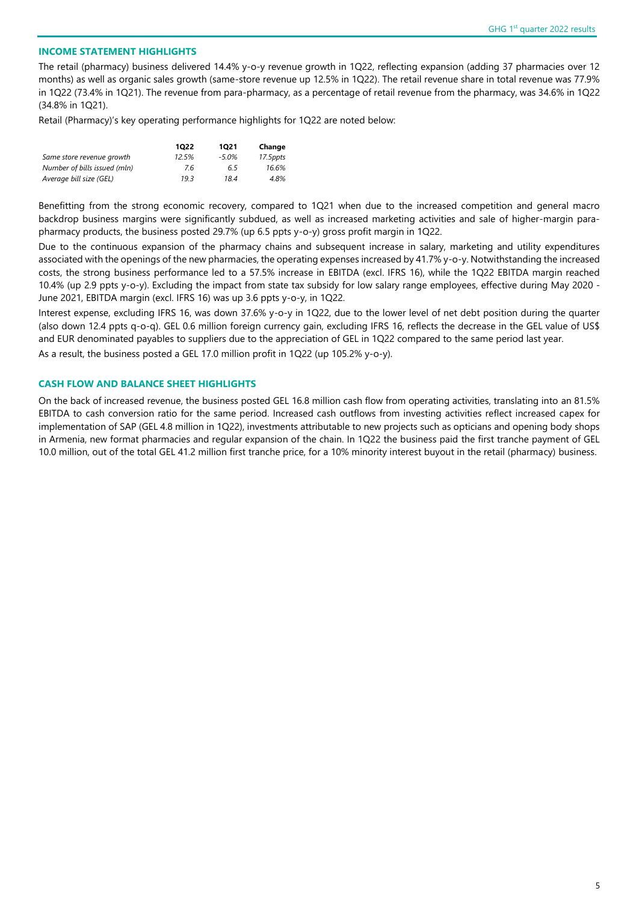## INCOME STATEMENT HIGHLIGHTS

The retail (pharmacy) business delivered 14.4% y-o-y revenue growth in 1Q22, reflecting expansion (adding 37 pharmacies over 12 months) as well as organic sales growth (same-store revenue up 12.5% in 1Q22). The retail revenue share in total revenue was 77.9% in 1Q22 (73.4% in 1Q21). The revenue from para-pharmacy, as a percentage of retail revenue from the pharmacy, was 34.6% in 1Q22 (34.8% in 1Q21).

Retail (Pharmacy)'s key operating performance highlights for 1Q22 are noted below:

| | 1Q22 | 1Q21 | Change |
|---|---|---|---|
| *Same store revenue growth* | *12.5%* | *-5.0%* | *17.5ppts* |
| *Number of bills issued (mln)* | *7.6* | *6.5* | *16.6%* |
| *Average bill size (GEL)* | *19.3* | *18.4* | *4.8%* |

Benefitting from the strong economic recovery, compared to 1Q21 when due to the increased competition and general macro backdrop business margins were significantly subdued, as well as increased marketing activities and sale of higher-margin para-pharmacy products, the business posted 29.7% (up 6.5 ppts y-o-y) gross profit margin in 1Q22.

Due to the continuous expansion of the pharmacy chains and subsequent increase in salary, marketing and utility expenditures associated with the openings of the new pharmacies, the operating expenses increased by 41.7% y-o-y. Notwithstanding the increased costs, the strong business performance led to a 57.5% increase in EBITDA (excl. IFRS 16), while the 1Q22 EBITDA margin reached 10.4% (up 2.9 ppts y-o-y). Excluding the impact from state tax subsidy for low salary range employees, effective during May 2020 - June 2021, EBITDA margin (excl. IFRS 16) was up 3.6 ppts y-o-y, in 1Q22.

Interest expense, excluding IFRS 16, was down 37.6% y-o-y in 1Q22, due to the lower level of net debt position during the quarter (also down 12.4 ppts q-o-q). GEL 0.6 million foreign currency gain, excluding IFRS 16, reflects the decrease in the GEL value of US$ and EUR denominated payables to suppliers due to the appreciation of GEL in 1Q22 compared to the same period last year.

As a result, the business posted a GEL 17.0 million profit in 1Q22 (up 105.2% y-o-y).

## CASH FLOW AND BALANCE SHEET HIGHLIGHTS

On the back of increased revenue, the business posted GEL 16.8 million cash flow from operating activities, translating into an 81.5% EBITDA to cash conversion ratio for the same period. Increased cash outflows from investing activities reflect increased capex for implementation of SAP (GEL 4.8 million in 1Q22), investments attributable to new projects such as opticians and opening body shops in Armenia, new format pharmacies and regular expansion of the chain. In 1Q22 the business paid the first tranche payment of GEL 10.0 million, out of the total GEL 41.2 million first tranche price, for a 10% minority interest buyout in the retail (pharmacy) business.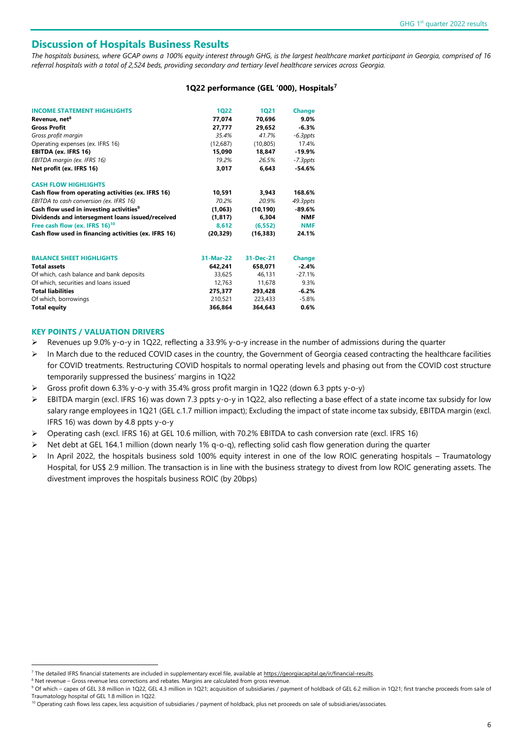## Discussion of Hospitals Business Results

*The hospitals business, where GCAP owns a 100% equity interest through GHG, is the largest healthcare market participant in Georgia, comprised of 16 referral hospitals with a total of 2,524 beds, providing secondary and tertiary level healthcare services across Georgia.*

### 1Q22 performance (GEL '000), Hospitals[7]

| INCOME STATEMENT HIGHLIGHTS | 1Q22 | 1Q21 | Change |
|---|---|---|---|
| **Revenue, net[8]** | **77,074** | **70,696** | **9.0%** |
| **Gross Profit** | **27,777** | **29,652** | **-6.3%** |
| *Gross profit margin* | *35.4%* | *41.7%* | *-6.3ppts* |
| Operating expenses (ex. IFRS 16) | (12,687) | (10,805) | 17.4% |
| **EBITDA (ex. IFRS 16)** | **15,090** | **18,847** | **-19.9%** |
| *EBITDA margin (ex. IFRS 16)* | *19.2%* | *26.5%* | *-7.3ppts* |
| **Net profit (ex. IFRS 16)** | **3,017** | **6,643** | **-54.6%** |
| | | | |
| **CASH FLOW HIGHLIGHTS** | | | |
| **Cash flow from operating activities (ex. IFRS 16)** | **10,591** | **3,943** | **168.6%** |
| *EBITDA to cash conversion (ex. IFRS 16)* | *70.2%* | *20.9%* | *49.3ppts* |
| **Cash flow used in investing activities[9]** | **(1,063)** | **(10,190)** | **-89.6%** |
| **Dividends and intersegment loans issued/received** | **(1,817)** | **6,304** | **NMF** |
| **Free cash flow (ex. IFRS 16)[10]** | **8,612** | **(6,552)** | **NMF** |
| **Cash flow used in financing activities (ex. IFRS 16)** | **(20,329)** | **(16,383)** | **24.1%** |

| BALANCE SHEET HIGHLIGHTS | 31-Mar-22 | 31-Dec-21 | Change |
|---|---|---|---|
| **Total assets** | **642,241** | **658,071** | **-2.4%** |
| Of which, cash balance and bank deposits | 33,625 | 46,131 | -27.1% |
| Of which, securities and loans issued | 12,763 | 11,678 | 9.3% |
| **Total liabilities** | **275,377** | **293,428** | **-6.2%** |
| Of which, borrowings | 210,521 | 223,433 | -5.8% |
| **Total equity** | **366,864** | **364,643** | **0.6%** |

### KEY POINTS / VALUATION DRIVERS

- Revenues up 9.0% y-o-y in 1Q22, reflecting a 33.9% y-o-y increase in the number of admissions during the quarter
- In March due to the reduced COVID cases in the country, the Government of Georgia ceased contracting the healthcare facilities for COVID treatments. Restructuring COVID hospitals to normal operating levels and phasing out from the COVID cost structure temporarily suppressed the business' margins in 1Q22
- Gross profit down 6.3% y-o-y with 35.4% gross profit margin in 1Q22 (down 6.3 ppts y-o-y)
- EBITDA margin (excl. IFRS 16) was down 7.3 ppts y-o-y in 1Q22, also reflecting a base effect of a state income tax subsidy for low salary range employees in 1Q21 (GEL c.1.7 million impact); Excluding the impact of state income tax subsidy, EBITDA margin (excl. IFRS 16) was down by 4.8 ppts y-o-y
- Operating cash (excl. IFRS 16) at GEL 10.6 million, with 70.2% EBITDA to cash conversion rate (excl. IFRS 16)
- Net debt at GEL 164.1 million (down nearly 1% q-o-q), reflecting solid cash flow generation during the quarter
- In April 2022, the hospitals business sold 100% equity interest in one of the low ROIC generating hospitals – Traumatology Hospital, for US$ 2.9 million. The transaction is in line with the business strategy to divest from low ROIC generating assets. The divestment improves the hospitals business ROIC (by 20bps)

---

[7] The detailed IFRS financial statements are included in supplementary excel file, available at https://georgiacapital.ge/ir/financial-results.

[8] Net revenue – Gross revenue less corrections and rebates. Margins are calculated from gross revenue.

[9] Of which – capex of GEL 3.8 million in 1Q22, GEL 4.3 million in 1Q21; acquisition of subsidiaries / payment of holdback of GEL 6.2 million in 1Q21; first tranche proceeds from sale of Traumatology hospital of GEL 1.8 million in 1Q22.

[10] Operating cash flows less capex, less acquisition of subsidiaries / payment of holdback, plus net proceeds on sale of subsidiaries/associates.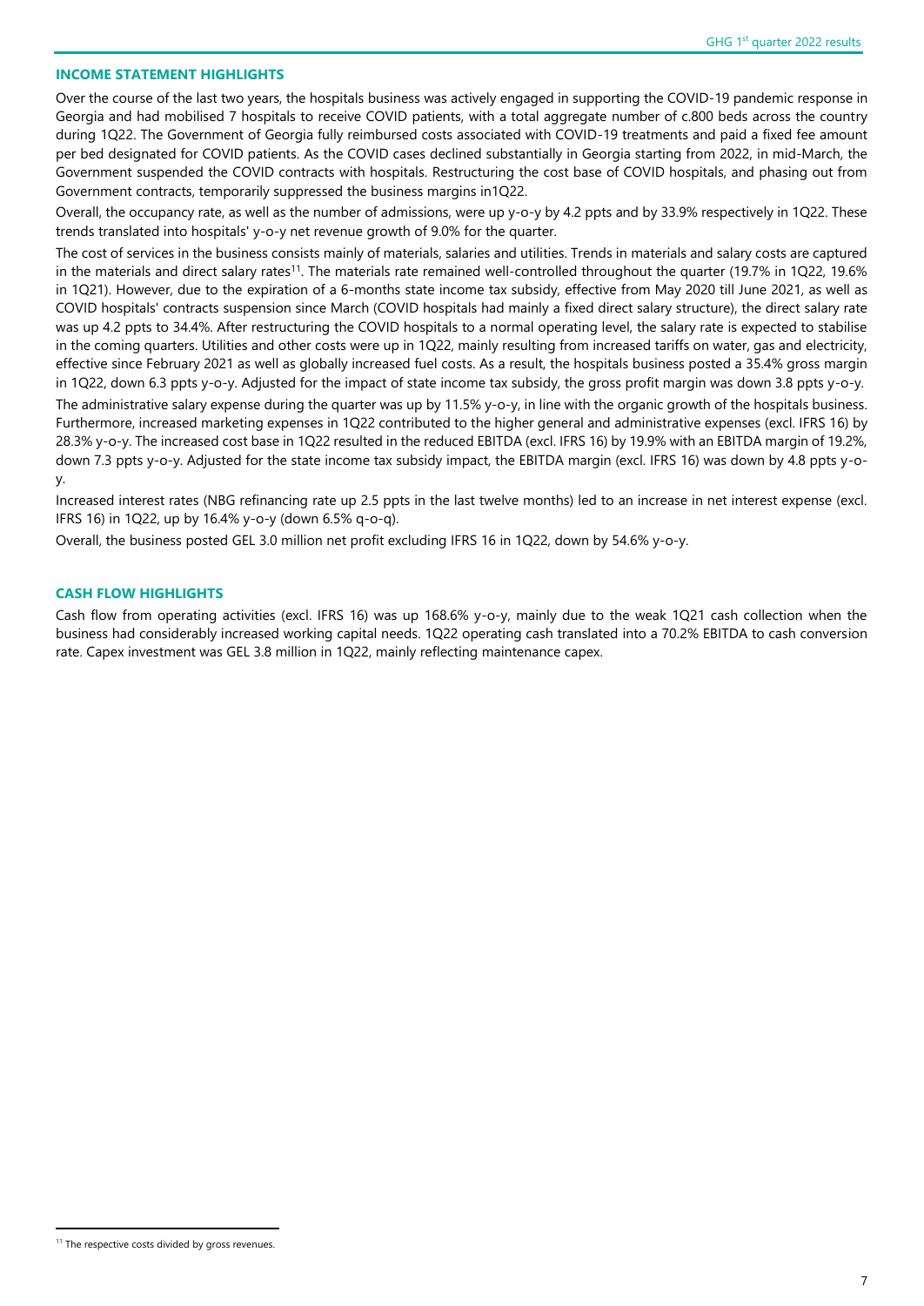## INCOME STATEMENT HIGHLIGHTS

Over the course of the last two years, the hospitals business was actively engaged in supporting the COVID-19 pandemic response in Georgia and had mobilised 7 hospitals to receive COVID patients, with a total aggregate number of c.800 beds across the country during 1Q22. The Government of Georgia fully reimbursed costs associated with COVID-19 treatments and paid a fixed fee amount per bed designated for COVID patients. As the COVID cases declined substantially in Georgia starting from 2022, in mid-March, the Government suspended the COVID contracts with hospitals. Restructuring the cost base of COVID hospitals, and phasing out from Government contracts, temporarily suppressed the business margins in1Q22.

Overall, the occupancy rate, as well as the number of admissions, were up y-o-y by 4.2 ppts and by 33.9% respectively in 1Q22. These trends translated into hospitals' y-o-y net revenue growth of 9.0% for the quarter.

The cost of services in the business consists mainly of materials, salaries and utilities. Trends in materials and salary costs are captured in the materials and direct salary rates[11]. The materials rate remained well-controlled throughout the quarter (19.7% in 1Q22, 19.6% in 1Q21). However, due to the expiration of a 6-months state income tax subsidy, effective from May 2020 till June 2021, as well as COVID hospitals' contracts suspension since March (COVID hospitals had mainly a fixed direct salary structure), the direct salary rate was up 4.2 ppts to 34.4%. After restructuring the COVID hospitals to a normal operating level, the salary rate is expected to stabilise in the coming quarters. Utilities and other costs were up in 1Q22, mainly resulting from increased tariffs on water, gas and electricity, effective since February 2021 as well as globally increased fuel costs. As a result, the hospitals business posted a 35.4% gross margin in 1Q22, down 6.3 ppts y-o-y. Adjusted for the impact of state income tax subsidy, the gross profit margin was down 3.8 ppts y-o-y.

The administrative salary expense during the quarter was up by 11.5% y-o-y, in line with the organic growth of the hospitals business. Furthermore, increased marketing expenses in 1Q22 contributed to the higher general and administrative expenses (excl. IFRS 16) by 28.3% y-o-y. The increased cost base in 1Q22 resulted in the reduced EBITDA (excl. IFRS 16) by 19.9% with an EBITDA margin of 19.2%, down 7.3 ppts y-o-y. Adjusted for the state income tax subsidy impact, the EBITDA margin (excl. IFRS 16) was down by 4.8 ppts y-o-y.

Increased interest rates (NBG refinancing rate up 2.5 ppts in the last twelve months) led to an increase in net interest expense (excl. IFRS 16) in 1Q22, up by 16.4% y-o-y (down 6.5% q-o-q).

Overall, the business posted GEL 3.0 million net profit excluding IFRS 16 in 1Q22, down by 54.6% y-o-y.

## CASH FLOW HIGHLIGHTS

Cash flow from operating activities (excl. IFRS 16) was up 168.6% y-o-y, mainly due to the weak 1Q21 cash collection when the business had considerably increased working capital needs. 1Q22 operating cash translated into a 70.2% EBITDA to cash conversion rate. Capex investment was GEL 3.8 million in 1Q22, mainly reflecting maintenance capex.

[11] The respective costs divided by gross revenues.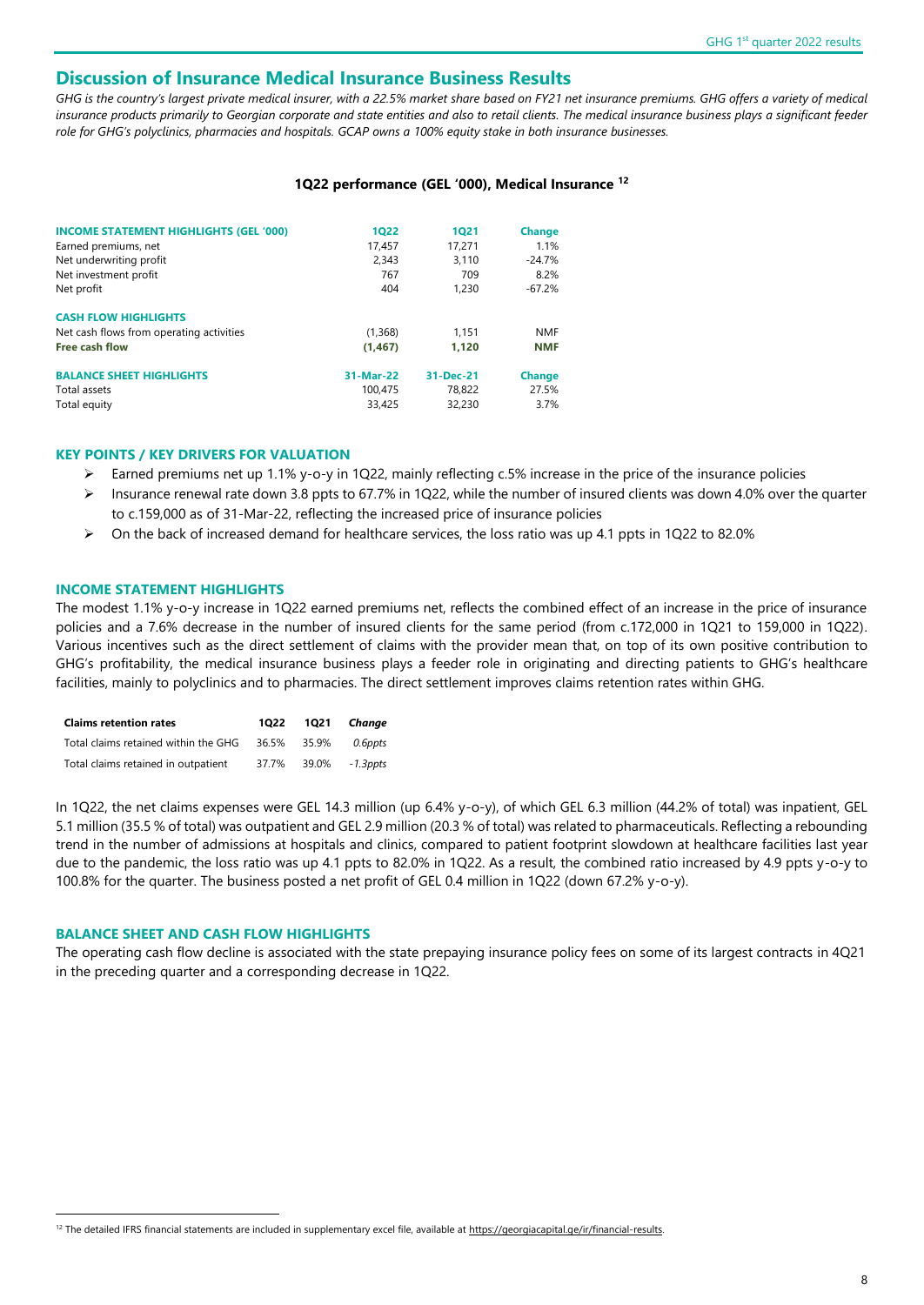## Discussion of Insurance Medical Insurance Business Results

*GHG is the country's largest private medical insurer, with a 22.5% market share based on FY21 net insurance premiums. GHG offers a variety of medical insurance products primarily to Georgian corporate and state entities and also to retail clients. The medical insurance business plays a significant feeder role for GHG's polyclinics, pharmacies and hospitals. GCAP owns a 100% equity stake in both insurance businesses.*

**1Q22 performance (GEL '000), Medical Insurance [12]**

| INCOME STATEMENT HIGHLIGHTS (GEL '000) | 1Q22 | 1Q21 | Change |
|---|---|---|---|
| Earned premiums, net | 17,457 | 17,271 | 1.1% |
| Net underwriting profit | 2,343 | 3,110 | -24.7% |
| Net investment profit | 767 | 709 | 8.2% |
| Net profit | 404 | 1,230 | -67.2% |
| **CASH FLOW HIGHLIGHTS** | | | |
| Net cash flows from operating activities | (1,368) | 1,151 | NMF |
| **Free cash flow** | **(1,467)** | **1,120** | **NMF** |
| **BALANCE SHEET HIGHLIGHTS** | **31-Mar-22** | **31-Dec-21** | **Change** |
| Total assets | 100,475 | 78,822 | 27.5% |
| Total equity | 33,425 | 32,230 | 3.7% |

### KEY POINTS / KEY DRIVERS FOR VALUATION

- Earned premiums net up 1.1% y-o-y in 1Q22, mainly reflecting c.5% increase in the price of the insurance policies
- Insurance renewal rate down 3.8 ppts to 67.7% in 1Q22, while the number of insured clients was down 4.0% over the quarter to c.159,000 as of 31-Mar-22, reflecting the increased price of insurance policies
- On the back of increased demand for healthcare services, the loss ratio was up 4.1 ppts in 1Q22 to 82.0%

### INCOME STATEMENT HIGHLIGHTS

The modest 1.1% y-o-y increase in 1Q22 earned premiums net, reflects the combined effect of an increase in the price of insurance policies and a 7.6% decrease in the number of insured clients for the same period (from c.172,000 in 1Q21 to 159,000 in 1Q22). Various incentives such as the direct settlement of claims with the provider mean that, on top of its own positive contribution to GHG's profitability, the medical insurance business plays a feeder role in originating and directing patients to GHG's healthcare facilities, mainly to polyclinics and to pharmacies. The direct settlement improves claims retention rates within GHG.

| Claims retention rates | 1Q22 | 1Q21 | *Change* |
|---|---|---|---|
| Total claims retained within the GHG | 36.5% | 35.9% | *0.6ppts* |
| Total claims retained in outpatient | 37.7% | 39.0% | *-1.3ppts* |

In 1Q22, the net claims expenses were GEL 14.3 million (up 6.4% y-o-y), of which GEL 6.3 million (44.2% of total) was inpatient, GEL 5.1 million (35.5 % of total) was outpatient and GEL 2.9 million (20.3 % of total) was related to pharmaceuticals. Reflecting a rebounding trend in the number of admissions at hospitals and clinics, compared to patient footprint slowdown at healthcare facilities last year due to the pandemic, the loss ratio was up 4.1 ppts to 82.0% in 1Q22. As a result, the combined ratio increased by 4.9 ppts y-o-y to 100.8% for the quarter. The business posted a net profit of GEL 0.4 million in 1Q22 (down 67.2% y-o-y).

### BALANCE SHEET AND CASH FLOW HIGHLIGHTS

The operating cash flow decline is associated with the state prepaying insurance policy fees on some of its largest contracts in 4Q21 in the preceding quarter and a corresponding decrease in 1Q22.

---

[12] The detailed IFRS financial statements are included in supplementary excel file, available at https://georgiacapital.ge/ir/financial-results.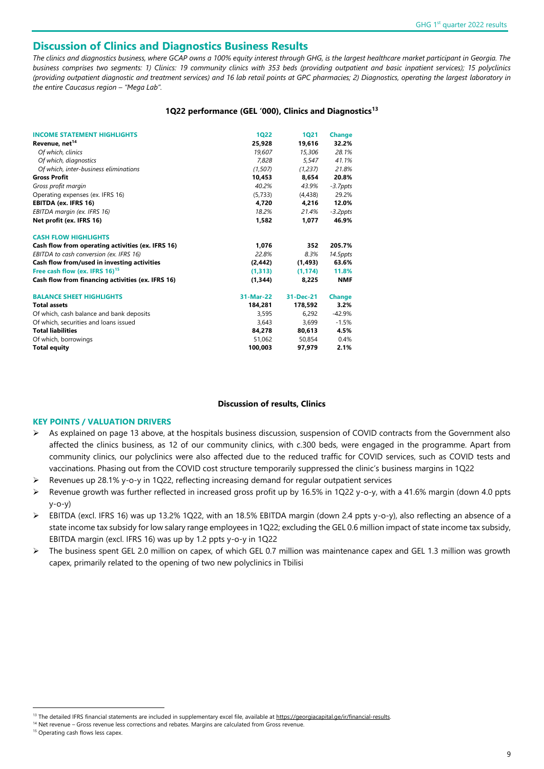## Discussion of Clinics and Diagnostics Business Results

*The clinics and diagnostics business, where GCAP owns a 100% equity interest through GHG, is the largest healthcare market participant in Georgia. The business comprises two segments: 1) Clinics: 19 community clinics with 353 beds (providing outpatient and basic inpatient services); 15 polyclinics (providing outpatient diagnostic and treatment services) and 16 lab retail points at GPC pharmacies; 2) Diagnostics, operating the largest laboratory in the entire Caucasus region – "Mega Lab".*

### 1Q22 performance (GEL '000), Clinics and Diagnostics[13]

| INCOME STATEMENT HIGHLIGHTS | 1Q22 | 1Q21 | Change |
|---|---|---|---|
| **Revenue, net[14]** | **25,928** | **19,616** | **32.2%** |
| *Of which, clinics* | *19,607* | *15,306* | *28.1%* |
| *Of which, diagnostics* | *7,828* | *5,547* | *41.1%* |
| *Of which, inter-business eliminations* | *(1,507)* | *(1,237)* | *21.8%* |
| **Gross Profit** | **10,453** | **8,654** | **20.8%** |
| *Gross profit margin* | *40.2%* | *43.9%* | *-3.7ppts* |
| Operating expenses (ex. IFRS 16) | (5,733) | (4,438) | 29.2% |
| **EBITDA (ex. IFRS 16)** | **4,720** | **4,216** | **12.0%** |
| *EBITDA margin (ex. IFRS 16)* | *18.2%* | *21.4%* | *-3.2ppts* |
| **Net profit (ex. IFRS 16)** | **1,582** | **1,077** | **46.9%** |
| **CASH FLOW HIGHLIGHTS** | | | |
| **Cash flow from operating activities (ex. IFRS 16)** | **1,076** | **352** | **205.7%** |
| *EBITDA to cash conversion (ex. IFRS 16)* | *22.8%* | *8.3%* | *14.5ppts* |
| **Cash flow from/used in investing activities** | **(2,442)** | **(1,493)** | **63.6%** |
| **Free cash flow (ex. IFRS 16)[15]** | **(1,313)** | **(1,174)** | **11.8%** |
| **Cash flow from financing activities (ex. IFRS 16)** | **(1,344)** | **8,225** | **NMF** |
| **BALANCE SHEET HIGHLIGHTS** | **31-Mar-22** | **31-Dec-21** | **Change** |
| **Total assets** | **184,281** | **178,592** | **3.2%** |
| Of which, cash balance and bank deposits | 3,595 | 6,292 | -42.9% |
| Of which, securities and loans issued | 3,643 | 3,699 | -1.5% |
| **Total liabilities** | **84,278** | **80,613** | **4.5%** |
| Of which, borrowings | 51,062 | 50,854 | 0.4% |
| **Total equity** | **100,003** | **97,979** | **2.1%** |

### Discussion of results, Clinics

#### KEY POINTS / VALUATION DRIVERS

- As explained on page 13 above, at the hospitals business discussion, suspension of COVID contracts from the Government also affected the clinics business, as 12 of our community clinics, with c.300 beds, were engaged in the programme. Apart from community clinics, our polyclinics were also affected due to the reduced traffic for COVID services, such as COVID tests and vaccinations. Phasing out from the COVID cost structure temporarily suppressed the clinic's business margins in 1Q22
- Revenues up 28.1% y-o-y in 1Q22, reflecting increasing demand for regular outpatient services
- Revenue growth was further reflected in increased gross profit up by 16.5% in 1Q22 y-o-y, with a 41.6% margin (down 4.0 ppts y-o-y)
- EBITDA (excl. IFRS 16) was up 13.2% 1Q22, with an 18.5% EBITDA margin (down 2.4 ppts y-o-y), also reflecting an absence of a state income tax subsidy for low salary range employees in 1Q22; excluding the GEL 0.6 million impact of state income tax subsidy, EBITDA margin (excl. IFRS 16) was up by 1.2 ppts y-o-y in 1Q22
- The business spent GEL 2.0 million on capex, of which GEL 0.7 million was maintenance capex and GEL 1.3 million was growth capex, primarily related to the opening of two new polyclinics in Tbilisi

---

[13] The detailed IFRS financial statements are included in supplementary excel file, available at https://georgiacapital.ge/ir/financial-results.

[14] Net revenue – Gross revenue less corrections and rebates. Margins are calculated from Gross revenue.

[15] Operating cash flows less capex.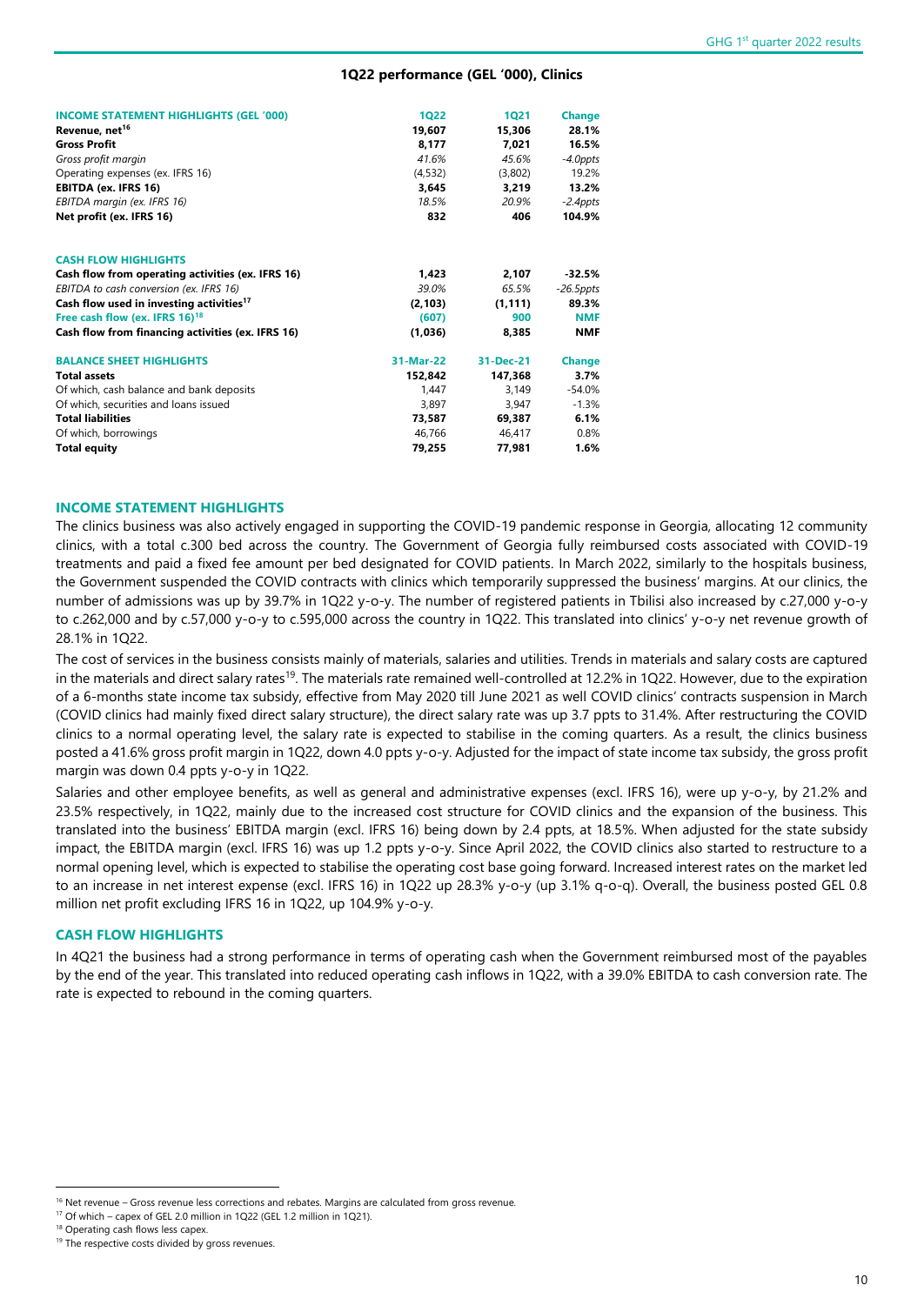## 1Q22 performance (GEL '000), Clinics

| INCOME STATEMENT HIGHLIGHTS (GEL '000) | 1Q22 | 1Q21 | Change |
|---|---|---|---|
| **Revenue, net**[16] | **19,607** | **15,306** | **28.1%** |
| **Gross Profit** | **8,177** | **7,021** | **16.5%** |
| *Gross profit margin* | *41.6%* | *45.6%* | *-4.0ppts* |
| Operating expenses (ex. IFRS 16) | (4,532) | (3,802) | 19.2% |
| **EBITDA (ex. IFRS 16)** | **3,645** | **3,219** | **13.2%** |
| *EBITDA margin (ex. IFRS 16)* | *18.5%* | *20.9%* | *-2.4ppts* |
| **Net profit (ex. IFRS 16)** | **832** | **406** | **104.9%** |
| | | | |
| **CASH FLOW HIGHLIGHTS** | | | |
| **Cash flow from operating activities (ex. IFRS 16)** | **1,423** | **2,107** | **-32.5%** |
| *EBITDA to cash conversion (ex. IFRS 16)* | *39.0%* | *65.5%* | *-26.5ppts* |
| **Cash flow used in investing activities**[17] | **(2,103)** | **(1,111)** | **89.3%** |
| **Free cash flow (ex. IFRS 16)**[18] | **(607)** | **900** | **NMF** |
| **Cash flow from financing activities (ex. IFRS 16)** | **(1,036)** | **8,385** | **NMF** |
| | | | |
| **BALANCE SHEET HIGHLIGHTS** | **31-Mar-22** | **31-Dec-21** | **Change** |
| **Total assets** | **152,842** | **147,368** | **3.7%** |
| Of which, cash balance and bank deposits | 1,447 | 3,149 | -54.0% |
| Of which, securities and loans issued | 3,897 | 3,947 | -1.3% |
| **Total liabilities** | **73,587** | **69,387** | **6.1%** |
| Of which, borrowings | 46,766 | 46,417 | 0.8% |
| **Total equity** | **79,255** | **77,981** | **1.6%** |

### INCOME STATEMENT HIGHLIGHTS

The clinics business was also actively engaged in supporting the COVID-19 pandemic response in Georgia, allocating 12 community clinics, with a total c.300 bed across the country. The Government of Georgia fully reimbursed costs associated with COVID-19 treatments and paid a fixed fee amount per bed designated for COVID patients. In March 2022, similarly to the hospitals business, the Government suspended the COVID contracts with clinics which temporarily suppressed the business' margins. At our clinics, the number of admissions was up by 39.7% in 1Q22 y-o-y. The number of registered patients in Tbilisi also increased by c.27,000 y-o-y to c.262,000 and by c.57,000 y-o-y to c.595,000 across the country in 1Q22. This translated into clinics' y-o-y net revenue growth of 28.1% in 1Q22.

The cost of services in the business consists mainly of materials, salaries and utilities. Trends in materials and salary costs are captured in the materials and direct salary rates[19]. The materials rate remained well-controlled at 12.2% in 1Q22. However, due to the expiration of a 6-months state income tax subsidy, effective from May 2020 till June 2021 as well COVID clinics' contracts suspension in March (COVID clinics had mainly fixed direct salary structure), the direct salary rate was up 3.7 ppts to 31.4%. After restructuring the COVID clinics to a normal operating level, the salary rate is expected to stabilise in the coming quarters. As a result, the clinics business posted a 41.6% gross profit margin in 1Q22, down 4.0 ppts y-o-y. Adjusted for the impact of state income tax subsidy, the gross profit margin was down 0.4 ppts y-o-y in 1Q22.

Salaries and other employee benefits, as well as general and administrative expenses (excl. IFRS 16), were up y-o-y, by 21.2% and 23.5% respectively, in 1Q22, mainly due to the increased cost structure for COVID clinics and the expansion of the business. This translated into the business' EBITDA margin (excl. IFRS 16) being down by 2.4 ppts, at 18.5%. When adjusted for the state subsidy impact, the EBITDA margin (excl. IFRS 16) was up 1.2 ppts y-o-y. Since April 2022, the COVID clinics also started to restructure to a normal opening level, which is expected to stabilise the operating cost base going forward. Increased interest rates on the market led to an increase in net interest expense (excl. IFRS 16) in 1Q22 up 28.3% y-o-y (up 3.1% q-o-q). Overall, the business posted GEL 0.8 million net profit excluding IFRS 16 in 1Q22, up 104.9% y-o-y.

### CASH FLOW HIGHLIGHTS

In 4Q21 the business had a strong performance in terms of operating cash when the Government reimbursed most of the payables by the end of the year. This translated into reduced operating cash inflows in 1Q22, with a 39.0% EBITDA to cash conversion rate. The rate is expected to rebound in the coming quarters.

---

[16] Net revenue – Gross revenue less corrections and rebates. Margins are calculated from gross revenue.

[17] Of which – capex of GEL 2.0 million in 1Q22 (GEL 1.2 million in 1Q21).

[18] Operating cash flows less capex.

[19] The respective costs divided by gross revenues.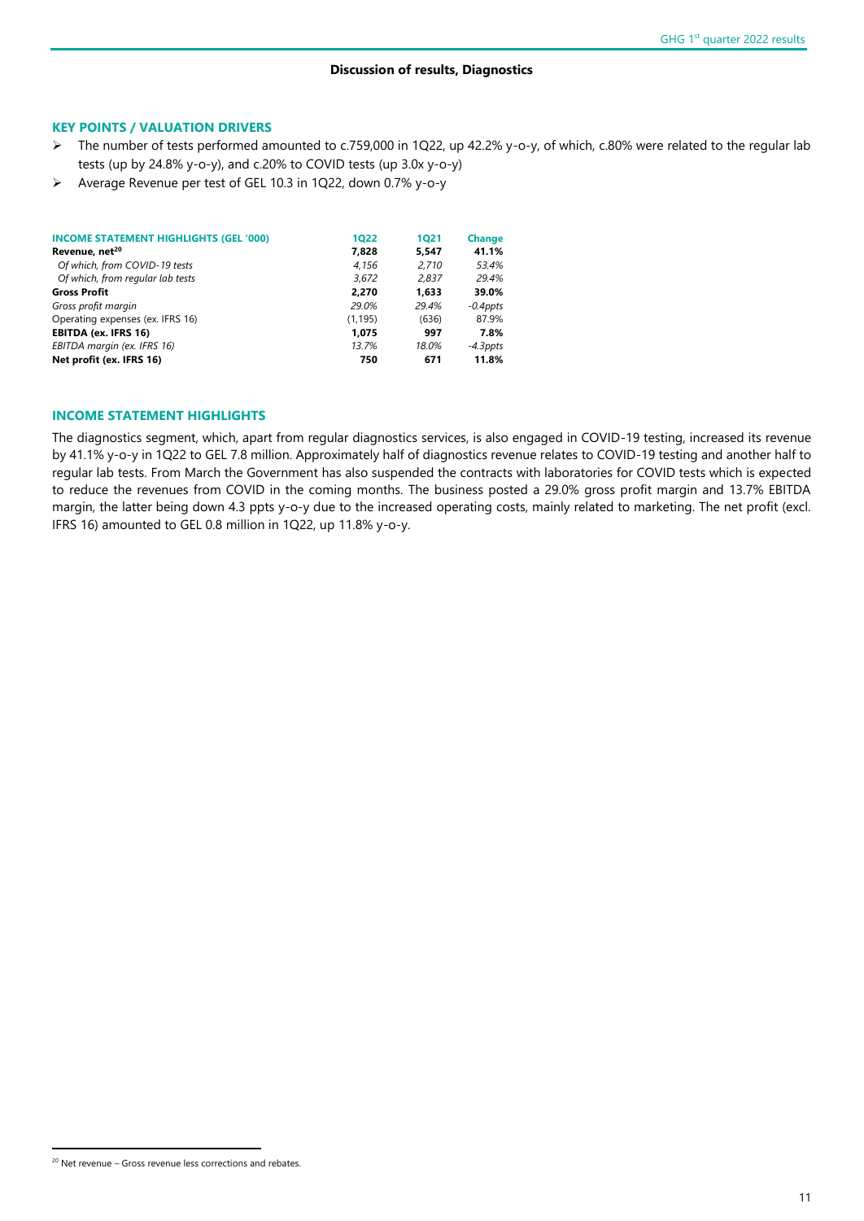**Discussion of results, Diagnostics**

## KEY POINTS / VALUATION DRIVERS

- The number of tests performed amounted to c.759,000 in 1Q22, up 42.2% y-o-y, of which, c.80% were related to the regular lab tests (up by 24.8% y-o-y), and c.20% to COVID tests (up 3.0x y-o-y)
- Average Revenue per test of GEL 10.3 in 1Q22, down 0.7% y-o-y

| INCOME STATEMENT HIGHLIGHTS (GEL '000) | 1Q22 | 1Q21 | Change |
|---|---|---|---|
| **Revenue, net[20]** | **7,828** | **5,547** | **41.1%** |
| *Of which, from COVID-19 tests* | *4,156* | *2,710* | *53.4%* |
| *Of which, from regular lab tests* | *3,672* | *2,837* | *29.4%* |
| **Gross Profit** | **2,270** | **1,633** | **39.0%** |
| *Gross profit margin* | *29.0%* | *29.4%* | *-0.4ppts* |
| Operating expenses (ex. IFRS 16) | (1,195) | (636) | 87.9% |
| **EBITDA (ex. IFRS 16)** | **1,075** | **997** | **7.8%** |
| *EBITDA margin (ex. IFRS 16)* | *13.7%* | *18.0%* | *-4.3ppts* |
| **Net profit (ex. IFRS 16)** | **750** | **671** | **11.8%** |

## INCOME STATEMENT HIGHLIGHTS

The diagnostics segment, which, apart from regular diagnostics services, is also engaged in COVID-19 testing, increased its revenue by 41.1% y-o-y in 1Q22 to GEL 7.8 million. Approximately half of diagnostics revenue relates to COVID-19 testing and another half to regular lab tests. From March the Government has also suspended the contracts with laboratories for COVID tests which is expected to reduce the revenues from COVID in the coming months. The business posted a 29.0% gross profit margin and 13.7% EBITDA margin, the latter being down 4.3 ppts y-o-y due to the increased operating costs, mainly related to marketing. The net profit (excl. IFRS 16) amounted to GEL 0.8 million in 1Q22, up 11.8% y-o-y.

---

[20] Net revenue – Gross revenue less corrections and rebates.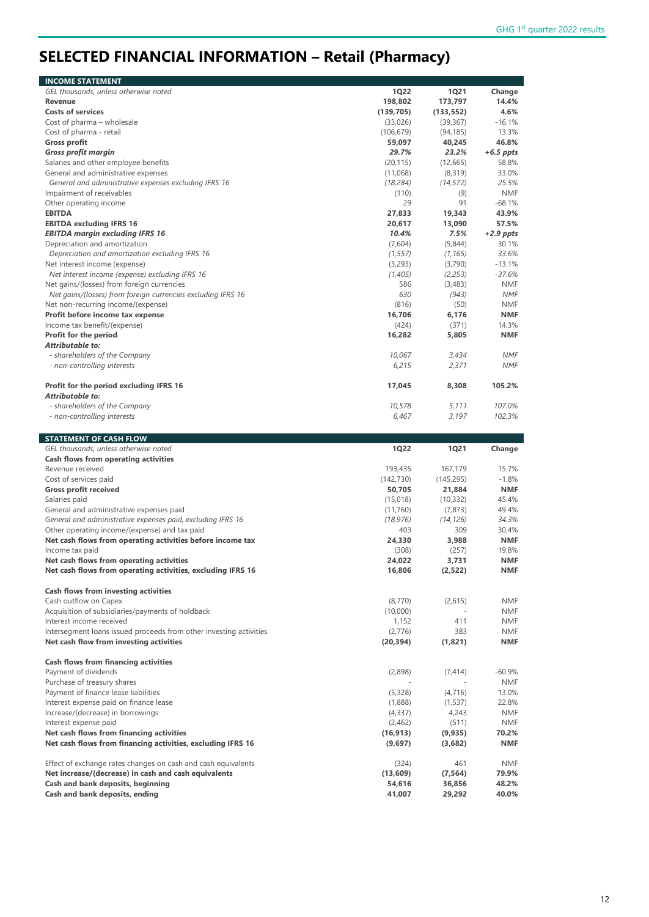# SELECTED FINANCIAL INFORMATION – Retail (Pharmacy)

| INCOME STATEMENT | | | |
|---|---|---|---|
| *GEL thousands, unless otherwise noted* | **1Q22** | **1Q21** | **Change** |
| **Revenue** | **198,802** | **173,797** | **14.4%** |
| **Costs of services** | **(139,705)** | **(133,552)** | **4.6%** |
| Cost of pharma – wholesale | (33,026) | (39,367) | -16.1% |
| Cost of pharma - retail | (106,679) | (94,185) | 13.3% |
| **Gross profit** | **59,097** | **40,245** | **46.8%** |
| ***Gross profit margin*** | ***29.7%*** | ***23.2%*** | ***+6.5 ppts*** |
| Salaries and other employee benefits | (20,115) | (12,665) | 58.8% |
| General and administrative expenses | (11,068) | (8,319) | 33.0% |
| *General and administrative expenses excluding IFRS 16* | *(18,284)* | *(14,572)* | *25.5%* |
| Impairment of receivables | (110) | (9) | NMF |
| Other operating income | 29 | 91 | -68.1% |
| **EBITDA** | **27,833** | **19,343** | **43.9%** |
| **EBITDA excluding IFRS 16** | **20,617** | **13,090** | **57.5%** |
| ***EBITDA margin excluding IFRS 16*** | ***10.4%*** | ***7.5%*** | ***+2.9 ppts*** |
| Depreciation and amortization | (7,604) | (5,844) | 30.1% |
| *Depreciation and amortization excluding IFRS 16* | *(1,557)* | *(1,165)* | *33.6%* |
| Net interest income (expense) | (3,293) | (3,790) | -13.1% |
| *Net interest income (expense) excluding IFRS 16* | *(1,405)* | *(2,253)* | *-37.6%* |
| Net gains/(losses) from foreign currencies | 586 | (3,483) | NMF |
| *Net gains/(losses) from foreign currencies excluding IFRS 16* | *630* | *(943)* | *NMF* |
| Net non-recurring income/(expense) | (816) | (50) | NMF |
| **Profit before income tax expense** | **16,706** | **6,176** | **NMF** |
| Income tax benefit/(expense) | (424) | (371) | 14.3% |
| **Profit for the period** | **16,282** | **5,805** | **NMF** |
| ***Attributable to:*** | | | |
| *- shareholders of the Company* | *10,067* | *3,434* | *NMF* |
| *- non-controlling interests* | *6,215* | *2,371* | *NMF* |
| | | | |
| **Profit for the period excluding IFRS 16** | **17,045** | **8,308** | **105.2%** |
| ***Attributable to:*** | | | |
| *- shareholders of the Company* | *10,578* | *5,111* | *107.0%* |
| *- non-controlling interests* | *6,467* | *3,197* | *102.3%* |

| STATEMENT OF CASH FLOW | | | |
|---|---|---|---|
| *GEL thousands, unless otherwise noted* | **1Q22** | **1Q21** | **Change** |
| **Cash flows from operating activities** | | | |
| Revenue received | 193,435 | 167,179 | 15.7% |
| Cost of services paid | (142,730) | (145,295) | -1.8% |
| **Gross profit received** | **50,705** | **21,884** | **NMF** |
| Salaries paid | (15,018) | (10,332) | 45.4% |
| General and administrative expenses paid | (11,760) | (7,873) | 49.4% |
| *General and administrative expenses paid, excluding IFRS 16* | *(18,976)* | *(14,126)* | *34.3%* |
| Other operating income/(expense) and tax paid | 403 | 309 | 30.4% |
| **Net cash flows from operating activities before income tax** | **24,330** | **3,988** | **NMF** |
| Income tax paid | (308) | (257) | 19.8% |
| **Net cash flows from operating activities** | **24,022** | **3,731** | **NMF** |
| **Net cash flows from operating activities, excluding IFRS 16** | **16,806** | **(2,522)** | **NMF** |
| | | | |
| **Cash flows from investing activities** | | | |
| Cash outflow on Capex | (8,770) | (2,615) | NMF |
| Acquisition of subsidiaries/payments of holdback | (10,000) | - | NMF |
| Interest income received | 1,152 | 411 | NMF |
| Intersegment loans issued proceeds from other investing activities | (2,776) | 383 | NMF |
| **Net cash flow from investing activities** | **(20,394)** | **(1,821)** | **NMF** |
| | | | |
| **Cash flows from financing activities** | | | |
| Payment of dividends | (2,898) | (7,414) | -60.9% |
| Purchase of treasury shares | - | - | NMF |
| Payment of finance lease liabilities | (5,328) | (4,716) | 13.0% |
| Interest expense paid on finance lease | (1,888) | (1,537) | 22.8% |
| Increase/(decrease) in borrowings | (4,337) | 4,243 | NMF |
| Interest expense paid | (2,462) | (511) | NMF |
| **Net cash flows from financing activities** | **(16,913)** | **(9,935)** | **70.2%** |
| **Net cash flows from financing activities, excluding IFRS 16** | **(9,697)** | **(3,682)** | **NMF** |
| | | | |
| Effect of exchange rates changes on cash and cash equivalents | (324) | 461 | NMF |
| **Net increase/(decrease) in cash and cash equivalents** | **(13,609)** | **(7,564)** | **79.9%** |
| **Cash and bank deposits, beginning** | **54,616** | **36,856** | **48.2%** |
| **Cash and bank deposits, ending** | **41,007** | **29,292** | **40.0%** |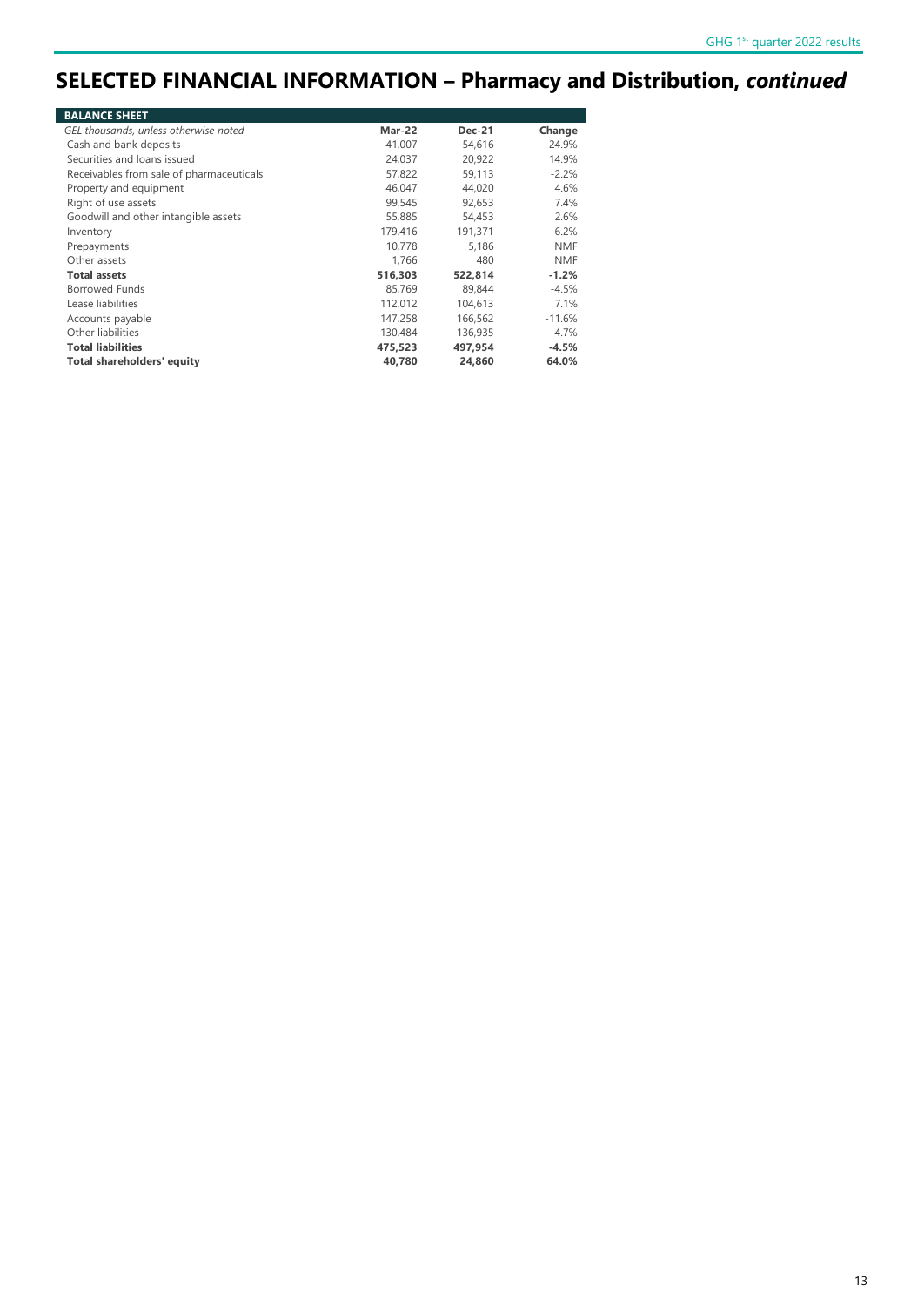# SELECTED FINANCIAL INFORMATION – Pharmacy and Distribution, *continued*

| BALANCE SHEET | | | |
|---|---|---|---|
| *GEL thousands, unless otherwise noted* | **Mar-22** | **Dec-21** | **Change** |
| Cash and bank deposits | 41,007 | 54,616 | -24.9% |
| Securities and loans issued | 24,037 | 20,922 | 14.9% |
| Receivables from sale of pharmaceuticals | 57,822 | 59,113 | -2.2% |
| Property and equipment | 46,047 | 44,020 | 4.6% |
| Right of use assets | 99,545 | 92,653 | 7.4% |
| Goodwill and other intangible assets | 55,885 | 54,453 | 2.6% |
| Inventory | 179,416 | 191,371 | -6.2% |
| Prepayments | 10,778 | 5,186 | NMF |
| Other assets | 1,766 | 480 | NMF |
| **Total assets** | **516,303** | **522,814** | **-1.2%** |
| Borrowed Funds | 85,769 | 89,844 | -4.5% |
| Lease liabilities | 112,012 | 104,613 | 7.1% |
| Accounts payable | 147,258 | 166,562 | -11.6% |
| Other liabilities | 130,484 | 136,935 | -4.7% |
| **Total liabilities** | **475,523** | **497,954** | **-4.5%** |
| **Total shareholders' equity** | **40,780** | **24,860** | **64.0%** |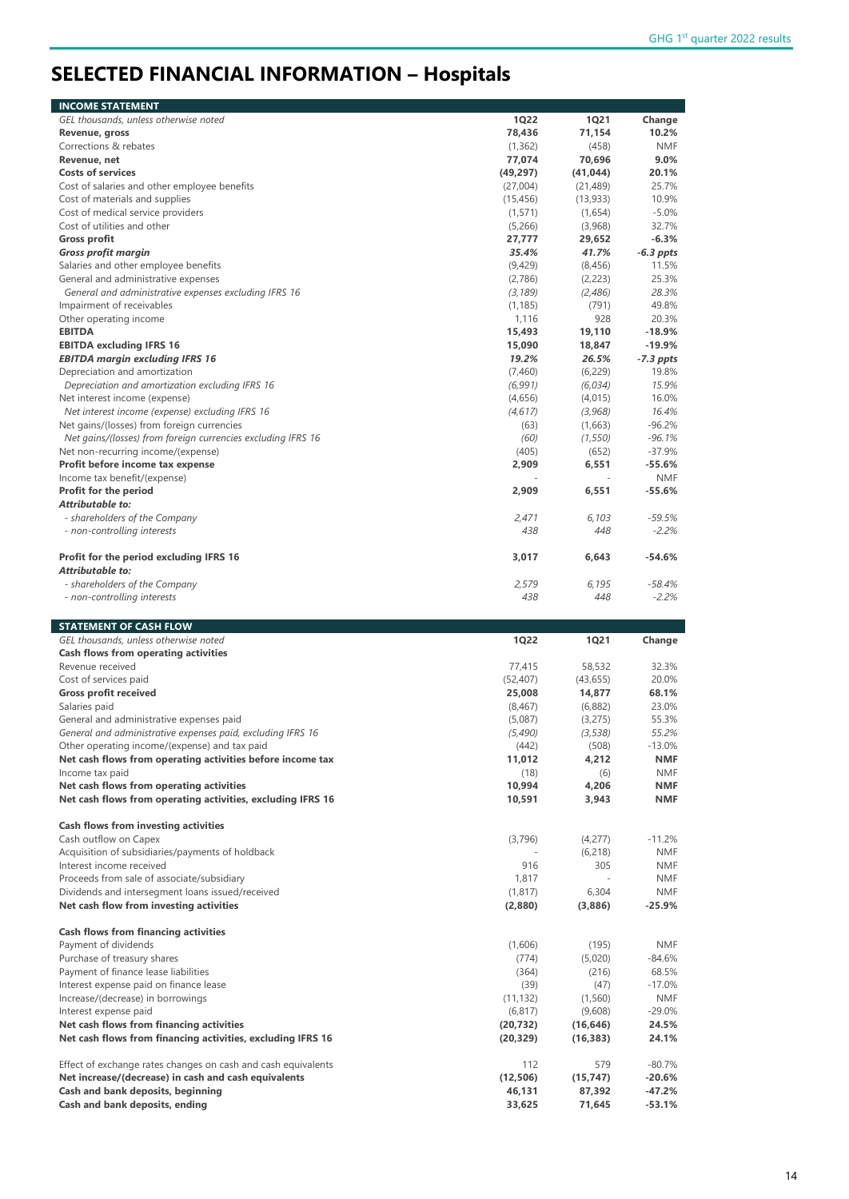# SELECTED FINANCIAL INFORMATION – Hospitals

| INCOME STATEMENT | | | |
|---|---|---|---|
| *GEL thousands, unless otherwise noted* | **1Q22** | **1Q21** | **Change** |
| **Revenue, gross** | **78,436** | **71,154** | **10.2%** |
| Corrections & rebates | (1,362) | (458) | NMF |
| **Revenue, net** | **77,074** | **70,696** | **9.0%** |
| **Costs of services** | **(49,297)** | **(41,044)** | **20.1%** |
| Cost of salaries and other employee benefits | (27,004) | (21,489) | 25.7% |
| Cost of materials and supplies | (15,456) | (13,933) | 10.9% |
| Cost of medical service providers | (1,571) | (1,654) | -5.0% |
| Cost of utilities and other | (5,266) | (3,968) | 32.7% |
| **Gross profit** | **27,777** | **29,652** | **-6.3%** |
| ***Gross profit margin*** | ***35.4%*** | ***41.7%*** | ***-6.3 ppts*** |
| Salaries and other employee benefits | (9,429) | (8,456) | 11.5% |
| General and administrative expenses | (2,786) | (2,223) | 25.3% |
| *General and administrative expenses excluding IFRS 16* | *(3,189)* | *(2,486)* | *28.3%* |
| Impairment of receivables | (1,185) | (791) | 49.8% |
| Other operating income | 1,116 | 928 | 20.3% |
| **EBITDA** | **15,493** | **19,110** | **-18.9%** |
| **EBITDA excluding IFRS 16** | **15,090** | **18,847** | **-19.9%** |
| ***EBITDA margin excluding IFRS 16*** | ***19.2%*** | ***26.5%*** | ***-7.3 ppts*** |
| Depreciation and amortization | (7,460) | (6,229) | 19.8% |
| *Depreciation and amortization excluding IFRS 16* | *(6,991)* | *(6,034)* | *15.9%* |
| Net interest income (expense) | (4,656) | (4,015) | 16.0% |
| *Net interest income (expense) excluding IFRS 16* | *(4,617)* | *(3,968)* | *16.4%* |
| Net gains/(losses) from foreign currencies | (63) | (1,663) | -96.2% |
| *Net gains/(losses) from foreign currencies excluding IFRS 16* | *(60)* | *(1,550)* | *-96.1%* |
| Net non-recurring income/(expense) | (405) | (652) | -37.9% |
| **Profit before income tax expense** | **2,909** | **6,551** | **-55.6%** |
| Income tax benefit/(expense) | - | - | NMF |
| **Profit for the period** | **2,909** | **6,551** | **-55.6%** |
| ***Attributable to:*** | | | |
| *- shareholders of the Company* | *2,471* | *6,103* | *-59.5%* |
| *- non-controlling interests* | *438* | *448* | *-2.2%* |
| | | | |
| **Profit for the period excluding IFRS 16** | **3,017** | **6,643** | **-54.6%** |
| ***Attributable to:*** | | | |
| *- shareholders of the Company* | *2,579* | *6,195* | *-58.4%* |
| *- non-controlling interests* | *438* | *448* | *-2.2%* |

| STATEMENT OF CASH FLOW | | | |
|---|---|---|---|
| *GEL thousands, unless otherwise noted* | **1Q22** | **1Q21** | **Change** |
| **Cash flows from operating activities** | | | |
| Revenue received | 77,415 | 58,532 | 32.3% |
| Cost of services paid | (52,407) | (43,655) | 20.0% |
| **Gross profit received** | **25,008** | **14,877** | **68.1%** |
| Salaries paid | (8,467) | (6,882) | 23.0% |
| General and administrative expenses paid | (5,087) | (3,275) | 55.3% |
| *General and administrative expenses paid, excluding IFRS 16* | *(5,490)* | *(3,538)* | *55.2%* |
| Other operating income/(expense) and tax paid | (442) | (508) | -13.0% |
| **Net cash flows from operating activities before income tax** | **11,012** | **4,212** | **NMF** |
| Income tax paid | (18) | (6) | NMF |
| **Net cash flows from operating activities** | **10,994** | **4,206** | **NMF** |
| **Net cash flows from operating activities, excluding IFRS 16** | **10,591** | **3,943** | **NMF** |
| | | | |
| **Cash flows from investing activities** | | | |
| Cash outflow on Capex | (3,796) | (4,277) | -11.2% |
| Acquisition of subsidiaries/payments of holdback | - | (6,218) | NMF |
| Interest income received | 916 | 305 | NMF |
| Proceeds from sale of associate/subsidiary | 1,817 | - | NMF |
| Dividends and intersegment loans issued/received | (1,817) | 6,304 | NMF |
| **Net cash flow from investing activities** | **(2,880)** | **(3,886)** | **-25.9%** |
| | | | |
| **Cash flows from financing activities** | | | |
| Payment of dividends | (1,606) | (195) | NMF |
| Purchase of treasury shares | (774) | (5,020) | -84.6% |
| Payment of finance lease liabilities | (364) | (216) | 68.5% |
| Interest expense paid on finance lease | (39) | (47) | -17.0% |
| Increase/(decrease) in borrowings | (11,132) | (1,560) | NMF |
| Interest expense paid | (6,817) | (9,608) | -29.0% |
| **Net cash flows from financing activities** | **(20,732)** | **(16,646)** | **24.5%** |
| **Net cash flows from financing activities, excluding IFRS 16** | **(20,329)** | **(16,383)** | **24.1%** |
| | | | |
| Effect of exchange rates changes on cash and cash equivalents | 112 | 579 | -80.7% |
| **Net increase/(decrease) in cash and cash equivalents** | **(12,506)** | **(15,747)** | **-20.6%** |
| **Cash and bank deposits, beginning** | **46,131** | **87,392** | **-47.2%** |
| **Cash and bank deposits, ending** | **33,625** | **71,645** | **-53.1%** |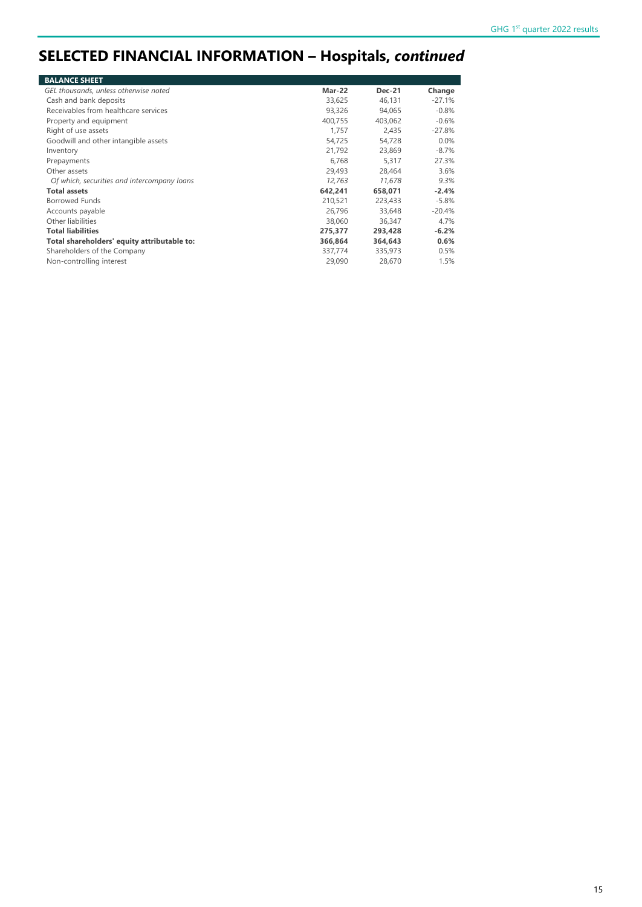# SELECTED FINANCIAL INFORMATION – Hospitals, *continued*

| BALANCE SHEET | | | |
|---|---|---|---|
| *GEL thousands, unless otherwise noted* | **Mar-22** | **Dec-21** | **Change** |
| Cash and bank deposits | 33,625 | 46,131 | -27.1% |
| Receivables from healthcare services | 93,326 | 94,065 | -0.8% |
| Property and equipment | 400,755 | 403,062 | -0.6% |
| Right of use assets | 1,757 | 2,435 | -27.8% |
| Goodwill and other intangible assets | 54,725 | 54,728 | 0.0% |
| Inventory | 21,792 | 23,869 | -8.7% |
| Prepayments | 6,768 | 5,317 | 27.3% |
| Other assets | 29,493 | 28,464 | 3.6% |
| *Of which, securities and intercompany loans* | *12,763* | *11,678* | *9.3%* |
| **Total assets** | **642,241** | **658,071** | **-2.4%** |
| Borrowed Funds | 210,521 | 223,433 | -5.8% |
| Accounts payable | 26,796 | 33,648 | -20.4% |
| Other liabilities | 38,060 | 36,347 | 4.7% |
| **Total liabilities** | **275,377** | **293,428** | **-6.2%** |
| **Total shareholders' equity attributable to:** | **366,864** | **364,643** | **0.6%** |
| Shareholders of the Company | 337,774 | 335,973 | 0.5% |
| Non-controlling interest | 29,090 | 28,670 | 1.5% |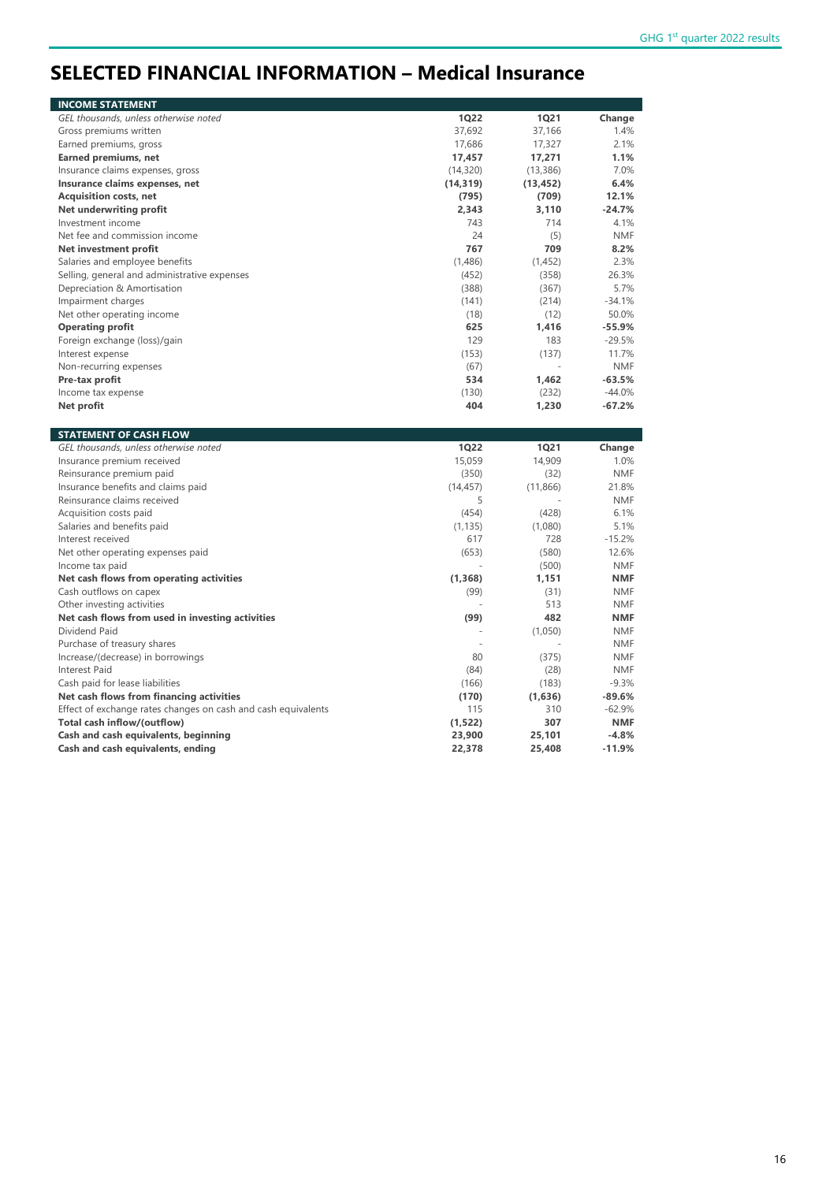# SELECTED FINANCIAL INFORMATION – Medical Insurance

| INCOME STATEMENT | | | |
|---|---|---|---|
| *GEL thousands, unless otherwise noted* | **1Q22** | **1Q21** | **Change** |
| Gross premiums written | 37,692 | 37,166 | 1.4% |
| Earned premiums, gross | 17,686 | 17,327 | 2.1% |
| **Earned premiums, net** | **17,457** | **17,271** | **1.1%** |
| Insurance claims expenses, gross | (14,320) | (13,386) | 7.0% |
| **Insurance claims expenses, net** | **(14,319)** | **(13,452)** | **6.4%** |
| **Acquisition costs, net** | **(795)** | **(709)** | **12.1%** |
| **Net underwriting profit** | **2,343** | **3,110** | **-24.7%** |
| Investment income | 743 | 714 | 4.1% |
| Net fee and commission income | 24 | (5) | NMF |
| **Net investment profit** | **767** | **709** | **8.2%** |
| Salaries and employee benefits | (1,486) | (1,452) | 2.3% |
| Selling, general and administrative expenses | (452) | (358) | 26.3% |
| Depreciation & Amortisation | (388) | (367) | 5.7% |
| Impairment charges | (141) | (214) | -34.1% |
| Net other operating income | (18) | (12) | 50.0% |
| **Operating profit** | **625** | **1,416** | **-55.9%** |
| Foreign exchange (loss)/gain | 129 | 183 | -29.5% |
| Interest expense | (153) | (137) | 11.7% |
| Non-recurring expenses | (67) | - | NMF |
| **Pre-tax profit** | **534** | **1,462** | **-63.5%** |
| Income tax expense | (130) | (232) | -44.0% |
| **Net profit** | **404** | **1,230** | **-67.2%** |

| STATEMENT OF CASH FLOW | | | |
|---|---|---|---|
| *GEL thousands, unless otherwise noted* | **1Q22** | **1Q21** | **Change** |
| Insurance premium received | 15,059 | 14,909 | 1.0% |
| Reinsurance premium paid | (350) | (32) | NMF |
| Insurance benefits and claims paid | (14,457) | (11,866) | 21.8% |
| Reinsurance claims received | 5 | - | NMF |
| Acquisition costs paid | (454) | (428) | 6.1% |
| Salaries and benefits paid | (1,135) | (1,080) | 5.1% |
| Interest received | 617 | 728 | -15.2% |
| Net other operating expenses paid | (653) | (580) | 12.6% |
| Income tax paid | - | (500) | NMF |
| **Net cash flows from operating activities** | **(1,368)** | **1,151** | **NMF** |
| Cash outflows on capex | (99) | (31) | NMF |
| Other investing activities | - | 513 | NMF |
| **Net cash flows from used in investing activities** | **(99)** | **482** | **NMF** |
| Dividend Paid | - | (1,050) | NMF |
| Purchase of treasury shares | - | - | NMF |
| Increase/(decrease) in borrowings | 80 | (375) | NMF |
| Interest Paid | (84) | (28) | NMF |
| Cash paid for lease liabilities | (166) | (183) | -9.3% |
| **Net cash flows from financing activities** | **(170)** | **(1,636)** | **-89.6%** |
| Effect of exchange rates changes on cash and cash equivalents | 115 | 310 | -62.9% |
| **Total cash inflow/(outflow)** | **(1,522)** | **307** | **NMF** |
| **Cash and cash equivalents, beginning** | **23,900** | **25,101** | **-4.8%** |
| **Cash and cash equivalents, ending** | **22,378** | **25,408** | **-11.9%** |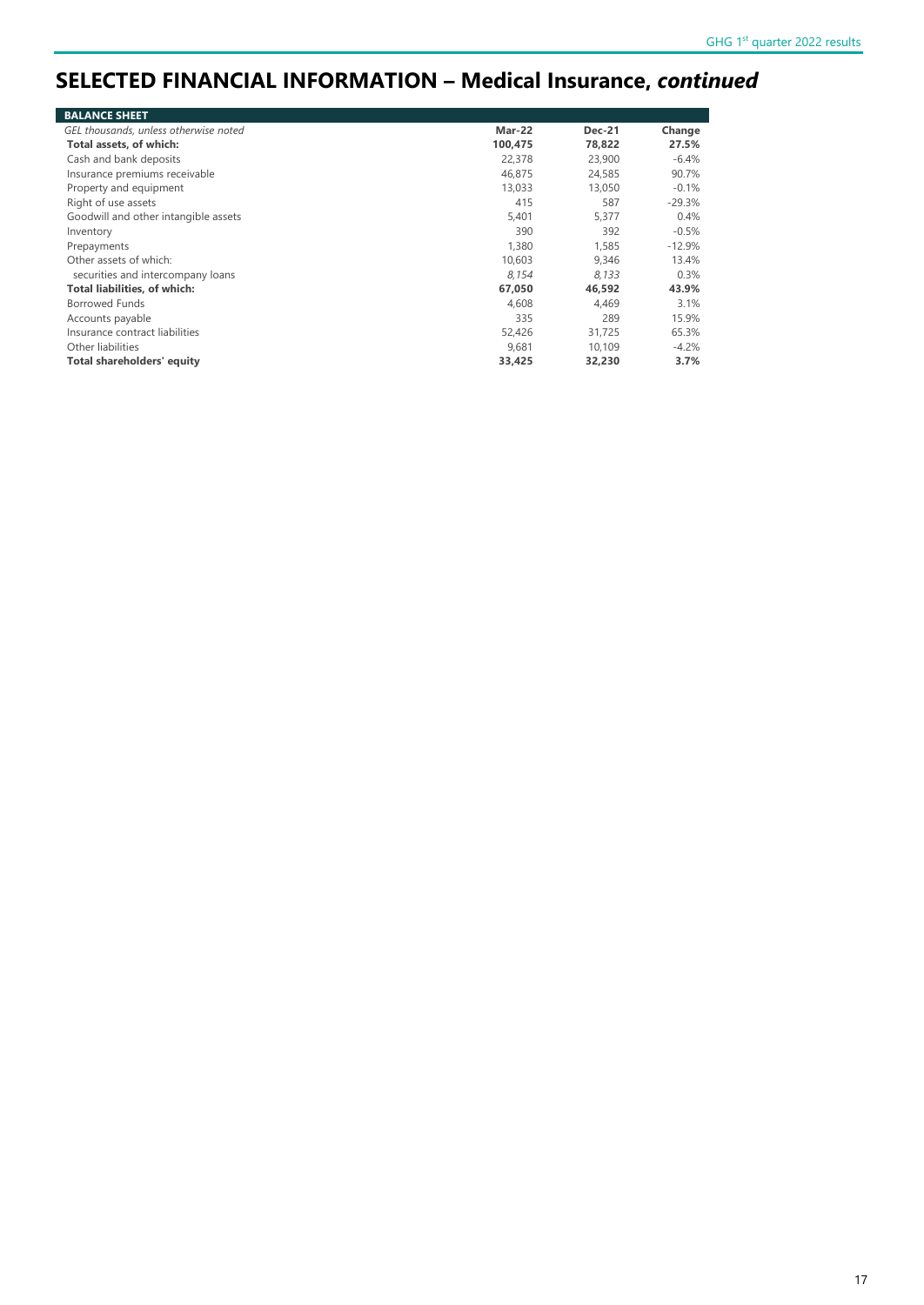# SELECTED FINANCIAL INFORMATION – Medical Insurance, *continued*

| BALANCE SHEET | | | |
|---|---|---|---|
| *GEL thousands, unless otherwise noted* | **Mar-22** | **Dec-21** | **Change** |
| **Total assets, of which:** | **100,475** | **78,822** | **27.5%** |
| Cash and bank deposits | 22,378 | 23,900 | -6.4% |
| Insurance premiums receivable | 46,875 | 24,585 | 90.7% |
| Property and equipment | 13,033 | 13,050 | -0.1% |
| Right of use assets | 415 | 587 | -29.3% |
| Goodwill and other intangible assets | 5,401 | 5,377 | 0.4% |
| Inventory | 390 | 392 | -0.5% |
| Prepayments | 1,380 | 1,585 | -12.9% |
| Other assets of which: | 10,603 | 9,346 | 13.4% |
| securities and intercompany loans | *8,154* | *8,133* | 0.3% |
| **Total liabilities, of which:** | **67,050** | **46,592** | **43.9%** |
| Borrowed Funds | 4,608 | 4,469 | 3.1% |
| Accounts payable | 335 | 289 | 15.9% |
| Insurance contract liabilities | 52,426 | 31,725 | 65.3% |
| Other liabilities | 9,681 | 10,109 | -4.2% |
| **Total shareholders' equity** | **33,425** | **32,230** | **3.7%** |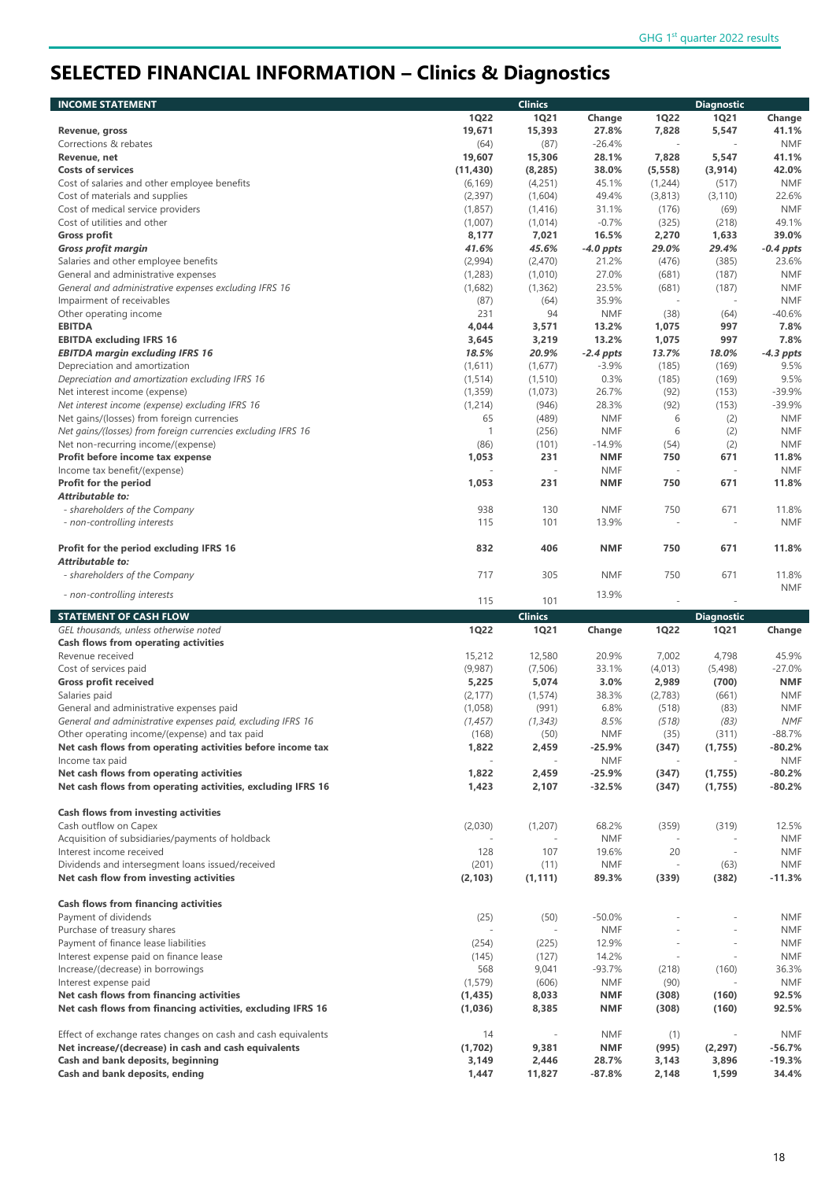# SELECTED FINANCIAL INFORMATION – Clinics & Diagnostics

| INCOME STATEMENT | Clinics | | | Diagnostic | | |
|---|---|---|---|---|---|---|
| | 1Q22 | 1Q21 | Change | 1Q22 | 1Q21 | Change |
| **Revenue, gross** | **19,671** | **15,393** | **27.8%** | **7,828** | **5,547** | **41.1%** |
| Corrections & rebates | (64) | (87) | -26.4% | - | - | NMF |
| **Revenue, net** | **19,607** | **15,306** | **28.1%** | **7,828** | **5,547** | **41.1%** |
| **Costs of services** | **(11,430)** | **(8,285)** | **38.0%** | **(5,558)** | **(3,914)** | **42.0%** |
| Cost of salaries and other employee benefits | (6,169) | (4,251) | 45.1% | (1,244) | (517) | NMF |
| Cost of materials and supplies | (2,397) | (1,604) | 49.4% | (3,813) | (3,110) | 22.6% |
| Cost of medical service providers | (1,857) | (1,416) | 31.1% | (176) | (69) | NMF |
| Cost of utilities and other | (1,007) | (1,014) | -0.7% | (325) | (218) | 49.1% |
| **Gross profit** | **8,177** | **7,021** | **16.5%** | **2,270** | **1,633** | **39.0%** |
| ***Gross profit margin*** | ***41.6%*** | ***45.6%*** | ***-4.0 ppts*** | ***29.0%*** | ***29.4%*** | ***-0.4 ppts*** |
| Salaries and other employee benefits | (2,994) | (2,470) | 21.2% | (476) | (385) | 23.6% |
| General and administrative expenses | (1,283) | (1,010) | 27.0% | (681) | (187) | NMF |
| *General and administrative expenses excluding IFRS 16* | *(1,682)* | *(1,362)* | *23.5%* | *(681)* | *(187)* | *NMF* |
| Impairment of receivables | (87) | (64) | 35.9% | - | - | NMF |
| Other operating income | 231 | 94 | NMF | (38) | (64) | -40.6% |
| **EBITDA** | **4,044** | **3,571** | **13.2%** | **1,075** | **997** | **7.8%** |
| **EBITDA excluding IFRS 16** | **3,645** | **3,219** | **13.2%** | **1,075** | **997** | **7.8%** |
| ***EBITDA margin excluding IFRS 16*** | ***18.5%*** | ***20.9%*** | ***-2.4 ppts*** | ***13.7%*** | ***18.0%*** | ***-4.3 ppts*** |
| Depreciation and amortization | (1,611) | (1,677) | -3.9% | (185) | (169) | 9.5% |
| *Depreciation and amortization excluding IFRS 16* | *(1,514)* | *(1,510)* | *0.3%* | *(185)* | *(169)* | *9.5%* |
| Net interest income (expense) | (1,359) | (1,073) | 26.7% | (92) | (153) | -39.9% |
| *Net interest income (expense) excluding IFRS 16* | *(1,214)* | *(946)* | *28.3%* | *(92)* | *(153)* | *-39.9%* |
| Net gains/(losses) from foreign currencies | 65 | (489) | NMF | 6 | (2) | NMF |
| *Net gains/(losses) from foreign currencies excluding IFRS 16* | *1* | *(256)* | *NMF* | *6* | *(2)* | *NMF* |
| Net non-recurring income/(expense) | (86) | (101) | -14.9% | (54) | (2) | NMF |
| **Profit before income tax expense** | **1,053** | **231** | **NMF** | **750** | **671** | **11.8%** |
| Income tax benefit/(expense) | - | - | NMF | - | - | NMF |
| **Profit for the period** | **1,053** | **231** | **NMF** | **750** | **671** | **11.8%** |
| ***Attributable to:*** | | | | | | |
| *- shareholders of the Company* | 938 | 130 | NMF | 750 | 671 | 11.8% |
| *- non-controlling interests* | 115 | 101 | 13.9% | - | - | NMF |
| | | | | | | |
| **Profit for the period excluding IFRS 16** | **832** | **406** | **NMF** | **750** | **671** | **11.8%** |
| ***Attributable to:*** | | | | | | |
| *- shareholders of the Company* | 717 | 305 | NMF | 750 | 671 | 11.8% |
| *- non-controlling interests* | 115 | 101 | 13.9% | - | - | NMF |

| STATEMENT OF CASH FLOW | Clinics | | | Diagnostic | | |
|---|---|---|---|---|---|---|
| *GEL thousands, unless otherwise noted* | **1Q22** | **1Q21** | **Change** | **1Q22** | **1Q21** | **Change** |
| **Cash flows from operating activities** | | | | | | |
| Revenue received | 15,212 | 12,580 | 20.9% | 7,002 | 4,798 | 45.9% |
| Cost of services paid | (9,987) | (7,506) | 33.1% | (4,013) | (5,498) | -27.0% |
| **Gross profit received** | **5,225** | **5,074** | **3.0%** | **2,989** | **(700)** | **NMF** |
| Salaries paid | (2,177) | (1,574) | 38.3% | (2,783) | (661) | NMF |
| General and administrative expenses paid | (1,058) | (991) | 6.8% | (518) | (83) | NMF |
| *General and administrative expenses paid, excluding IFRS 16* | *(1,457)* | *(1,343)* | *8.5%* | *(518)* | *(83)* | *NMF* |
| Other operating income/(expense) and tax paid | (168) | (50) | NMF | (35) | (311) | -88.7% |
| **Net cash flows from operating activities before income tax** | **1,822** | **2,459** | **-25.9%** | **(347)** | **(1,755)** | **-80.2%** |
| Income tax paid | - | - | NMF | - | - | NMF |
| **Net cash flows from operating activities** | **1,822** | **2,459** | **-25.9%** | **(347)** | **(1,755)** | **-80.2%** |
| **Net cash flows from operating activities, excluding IFRS 16** | **1,423** | **2,107** | **-32.5%** | **(347)** | **(1,755)** | **-80.2%** |
| | | | | | | |
| **Cash flows from investing activities** | | | | | | |
| Cash outflow on Capex | (2,030) | (1,207) | 68.2% | (359) | (319) | 12.5% |
| Acquisition of subsidiaries/payments of holdback | - | - | NMF | - | - | NMF |
| Interest income received | 128 | 107 | 19.6% | 20 | - | NMF |
| Dividends and intersegment loans issued/received | (201) | (11) | NMF | - | (63) | NMF |
| **Net cash flow from investing activities** | **(2,103)** | **(1,111)** | **89.3%** | **(339)** | **(382)** | **-11.3%** |
| | | | | | | |
| **Cash flows from financing activities** | | | | | | |
| Payment of dividends | (25) | (50) | -50.0% | - | - | NMF |
| Purchase of treasury shares | - | - | NMF | - | - | NMF |
| Payment of finance lease liabilities | (254) | (225) | 12.9% | - | - | NMF |
| Interest expense paid on finance lease | (145) | (127) | 14.2% | - | - | NMF |
| Increase/(decrease) in borrowings | 568 | 9,041 | -93.7% | (218) | (160) | 36.3% |
| Interest expense paid | (1,579) | (606) | NMF | (90) | - | NMF |
| **Net cash flows from financing activities** | **(1,435)** | **8,033** | **NMF** | **(308)** | **(160)** | **92.5%** |
| **Net cash flows from financing activities, excluding IFRS 16** | **(1,036)** | **8,385** | **NMF** | **(308)** | **(160)** | **92.5%** |
| | | | | | | |
| Effect of exchange rates changes on cash and cash equivalents | 14 | - | NMF | (1) | - | NMF |
| **Net increase/(decrease) in cash and cash equivalents** | **(1,702)** | **9,381** | **NMF** | **(995)** | **(2,297)** | **-56.7%** |
| **Cash and bank deposits, beginning** | **3,149** | **2,446** | **28.7%** | **3,143** | **3,896** | **-19.3%** |
| **Cash and bank deposits, ending** | **1,447** | **11,827** | **-87.8%** | **2,148** | **1,599** | **34.4%** |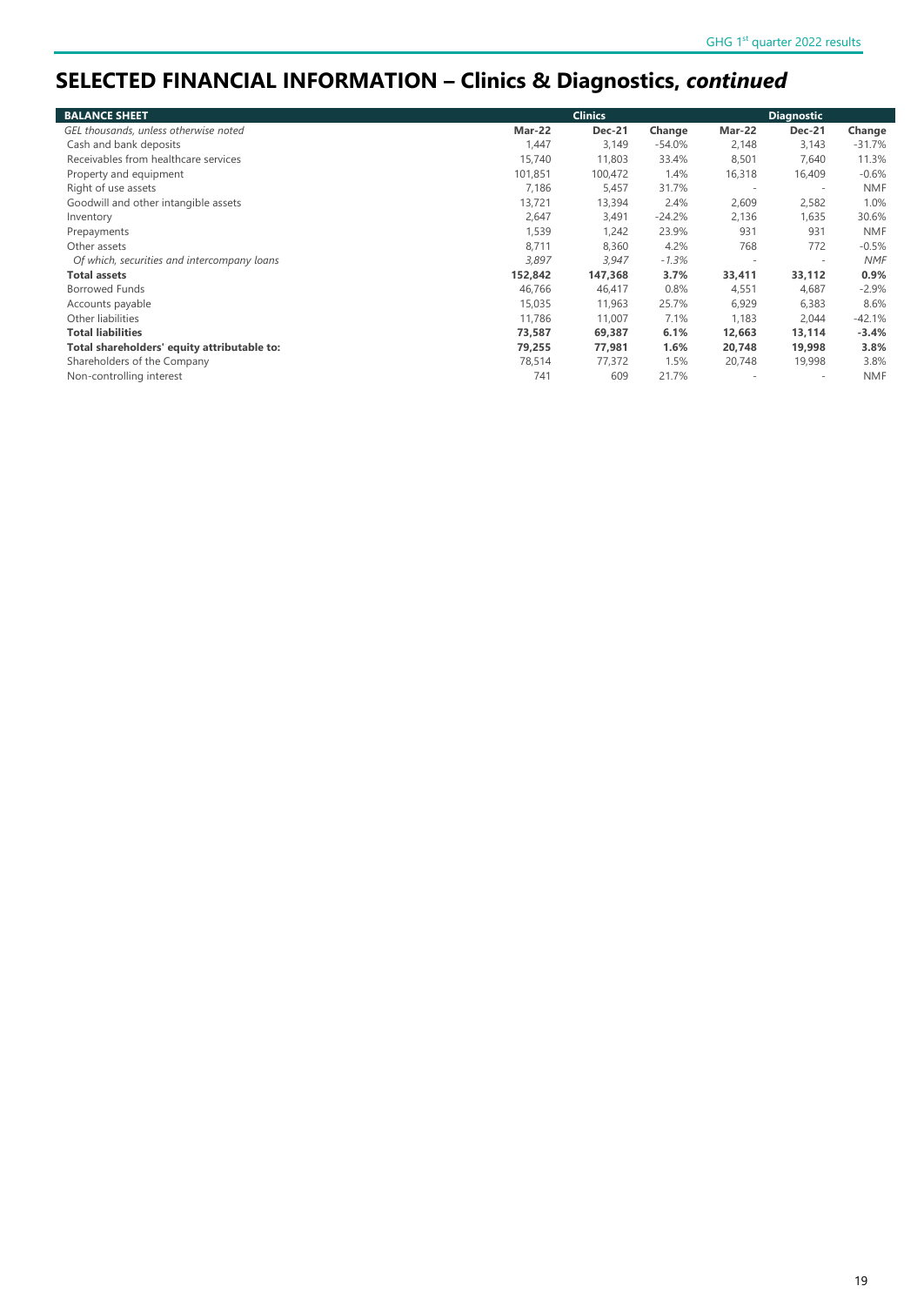# SELECTED FINANCIAL INFORMATION – Clinics & Diagnostics, *continued*

| BALANCE SHEET | Clinics | | | Diagnostic | | |
|---|---|---|---|---|---|---|
| *GEL thousands, unless otherwise noted* | **Mar-22** | **Dec-21** | **Change** | **Mar-22** | **Dec-21** | **Change** |
| Cash and bank deposits | 1,447 | 3,149 | -54.0% | 2,148 | 3,143 | -31.7% |
| Receivables from healthcare services | 15,740 | 11,803 | 33.4% | 8,501 | 7,640 | 11.3% |
| Property and equipment | 101,851 | 100,472 | 1.4% | 16,318 | 16,409 | -0.6% |
| Right of use assets | 7,186 | 5,457 | 31.7% | - | - | NMF |
| Goodwill and other intangible assets | 13,721 | 13,394 | 2.4% | 2,609 | 2,582 | 1.0% |
| Inventory | 2,647 | 3,491 | -24.2% | 2,136 | 1,635 | 30.6% |
| Prepayments | 1,539 | 1,242 | 23.9% | 931 | 931 | NMF |
| Other assets | 8,711 | 8,360 | 4.2% | 768 | 772 | -0.5% |
| *Of which, securities and intercompany loans* | *3,897* | *3,947* | *-1.3%* | - | - | *NMF* |
| **Total assets** | **152,842** | **147,368** | **3.7%** | **33,411** | **33,112** | **0.9%** |
| Borrowed Funds | 46,766 | 46,417 | 0.8% | 4,551 | 4,687 | -2.9% |
| Accounts payable | 15,035 | 11,963 | 25.7% | 6,929 | 6,383 | 8.6% |
| Other liabilities | 11,786 | 11,007 | 7.1% | 1,183 | 2,044 | -42.1% |
| **Total liabilities** | **73,587** | **69,387** | **6.1%** | **12,663** | **13,114** | **-3.4%** |
| **Total shareholders' equity attributable to:** | **79,255** | **77,981** | **1.6%** | **20,748** | **19,998** | **3.8%** |
| Shareholders of the Company | 78,514 | 77,372 | 1.5% | 20,748 | 19,998 | 3.8% |
| Non-controlling interest | 741 | 609 | 21.7% | - | - | NMF |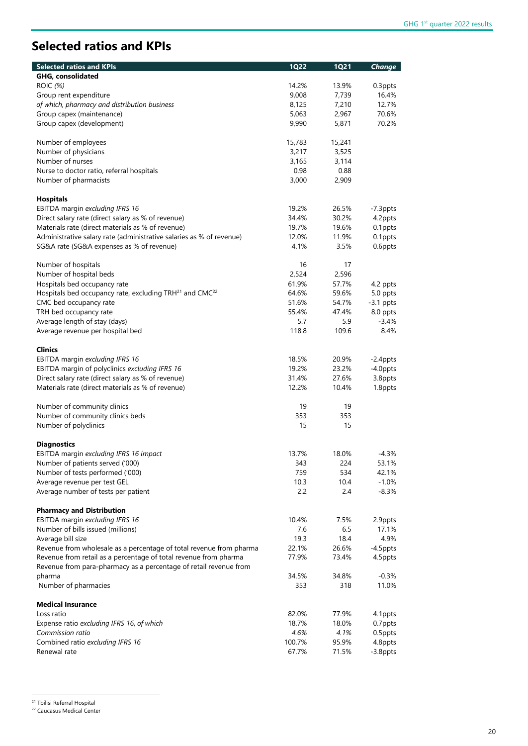# Selected ratios and KPIs

| Selected ratios and KPIs | 1Q22 | 1Q21 | *Change* |
|---|---|---|---|
| **GHG, consolidated** | | | |
| ROIC *(%)* | 14.2% | 13.9% | 0.3ppts |
| Group rent expenditure | 9,008 | 7,739 | 16.4% |
| *of which, pharmacy and distribution business* | 8,125 | 7,210 | 12.7% |
| Group capex (maintenance) | 5,063 | 2,967 | 70.6% |
| Group capex (development) | 9,990 | 5,871 | 70.2% |
| | | | |
| Number of employees | 15,783 | 15,241 | |
| Number of physicians | 3,217 | 3,525 | |
| Number of nurses | 3,165 | 3,114 | |
| Nurse to doctor ratio, referral hospitals | 0.98 | 0.88 | |
| Number of pharmacists | 3,000 | 2,909 | |
| | | | |
| **Hospitals** | | | |
| EBITDA margin *excluding IFRS 16* | 19.2% | 26.5% | -7.3ppts |
| Direct salary rate (direct salary as % of revenue) | 34.4% | 30.2% | 4.2ppts |
| Materials rate (direct materials as % of revenue) | 19.7% | 19.6% | 0.1ppts |
| Administrative salary rate (administrative salaries as % of revenue) | 12.0% | 11.9% | 0.1ppts |
| SG&A rate (SG&A expenses as % of revenue) | 4.1% | 3.5% | 0.6ppts |
| | | | |
| Number of hospitals | 16 | 17 | |
| Number of hospital beds | 2,524 | 2,596 | |
| Hospitals bed occupancy rate | 61.9% | 57.7% | 4.2 ppts |
| Hospitals bed occupancy rate, excluding TRH[21] and CMC[22] | 64.6% | 59.6% | 5.0 ppts |
| CMC bed occupancy rate | 51.6% | 54.7% | -3.1 ppts |
| TRH bed occupancy rate | 55.4% | 47.4% | 8.0 ppts |
| Average length of stay (days) | 5.7 | 5.9 | -3.4% |
| Average revenue per hospital bed | 118.8 | 109.6 | 8.4% |
| | | | |
| **Clinics** | | | |
| EBITDA margin *excluding IFRS 16* | 18.5% | 20.9% | -2.4ppts |
| EBITDA margin of polyclinics *excluding IFRS 16* | 19.2% | 23.2% | -4.0ppts |
| Direct salary rate (direct salary as % of revenue) | 31.4% | 27.6% | 3.8ppts |
| Materials rate (direct materials as % of revenue) | 12.2% | 10.4% | 1.8ppts |
| | | | |
| Number of community clinics | 19 | 19 | |
| Number of community clinics beds | 353 | 353 | |
| Number of polyclinics | 15 | 15 | |
| | | | |
| **Diagnostics** | | | |
| EBITDA margin *excluding IFRS 16 impact* | 13.7% | 18.0% | -4.3% |
| Number of patients served ('000) | 343 | 224 | 53.1% |
| Number of tests performed ('000) | 759 | 534 | 42.1% |
| Average revenue per test GEL | 10.3 | 10.4 | -1.0% |
| Average number of tests per patient | 2.2 | 2.4 | -8.3% |
| | | | |
| **Pharmacy and Distribution** | | | |
| EBITDA margin *excluding IFRS 16* | 10.4% | 7.5% | 2.9ppts |
| Number of bills issued (millions) | 7.6 | 6.5 | 17.1% |
| Average bill size | 19.3 | 18.4 | 4.9% |
| Revenue from wholesale as a percentage of total revenue from pharma | 22.1% | 26.6% | -4.5ppts |
| Revenue from retail as a percentage of total revenue from pharma | 77.9% | 73.4% | 4.5ppts |
| Revenue from para-pharmacy as a percentage of retail revenue from pharma | 34.5% | 34.8% | -0.3% |
| Number of pharmacies | 353 | 318 | 11.0% |
| | | | |
| **Medical Insurance** | | | |
| Loss ratio | 82.0% | 77.9% | 4.1ppts |
| Expense ratio *excluding IFRS 16, of which* | 18.7% | 18.0% | 0.7ppts |
| *Commission ratio* | *4.6%* | *4.1%* | 0.5ppts |
| Combined ratio *excluding IFRS 16* | 100.7% | 95.9% | 4.8ppts |
| Renewal rate | 67.7% | 71.5% | -3.8ppts |

[21] Tbilisi Referral Hospital
[22] Caucasus Medical Center